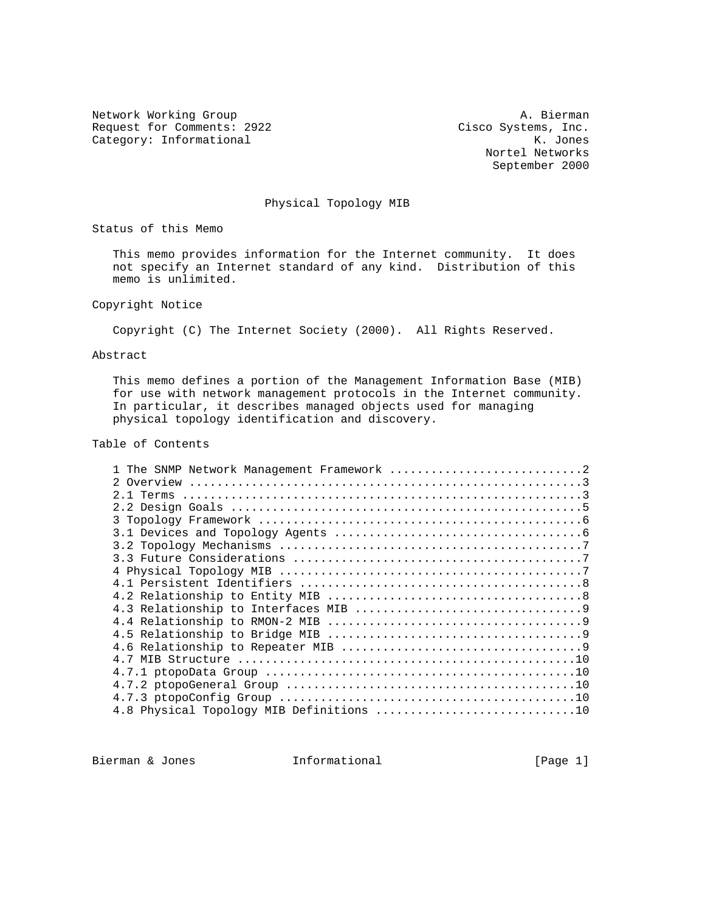Network Working Group A. Bierman
Request for Comments: 2922 Cisco Systems, Inc.
Category: Informational K. Jones
Nortel Networks
September 2000

# Physical Topology MIB

## Status of this Memo

This memo provides information for the Internet community. It does not specify an Internet standard of any kind. Distribution of this memo is unlimited.

## Copyright Notice

Copyright (C) The Internet Society (2000). All Rights Reserved.

## Abstract

This memo defines a portion of the Management Information Base (MIB) for use with network management protocols in the Internet community. In particular, it describes managed objects used for managing physical topology identification and discovery.

## Table of Contents

```
1 The SNMP Network Management Framework ............................2
2 Overview .........................................................3
2.1 Terms ..........................................................3
2.2 Design Goals ...................................................5
3 Topology Framework ...............................................6
3.1 Devices and Topology Agents ....................................6
3.2 Topology Mechanisms ............................................7
3.3 Future Considerations ..........................................7
4 Physical Topology MIB ............................................7
4.1 Persistent Identifiers .........................................8
4.2 Relationship to Entity MIB .....................................8
4.3 Relationship to Interfaces MIB .................................9
4.4 Relationship to RMON-2 MIB .....................................9
4.5 Relationship to Bridge MIB .....................................9
4.6 Relationship to Repeater MIB ...................................9
4.7 MIB Structure .................................................10
4.7.1 ptopoData Group .............................................10
4.7.2 ptopoGeneral Group ..........................................10
4.7.3 ptopoConfig Group ...........................................10
4.8 Physical Topology MIB Definitions .............................10
```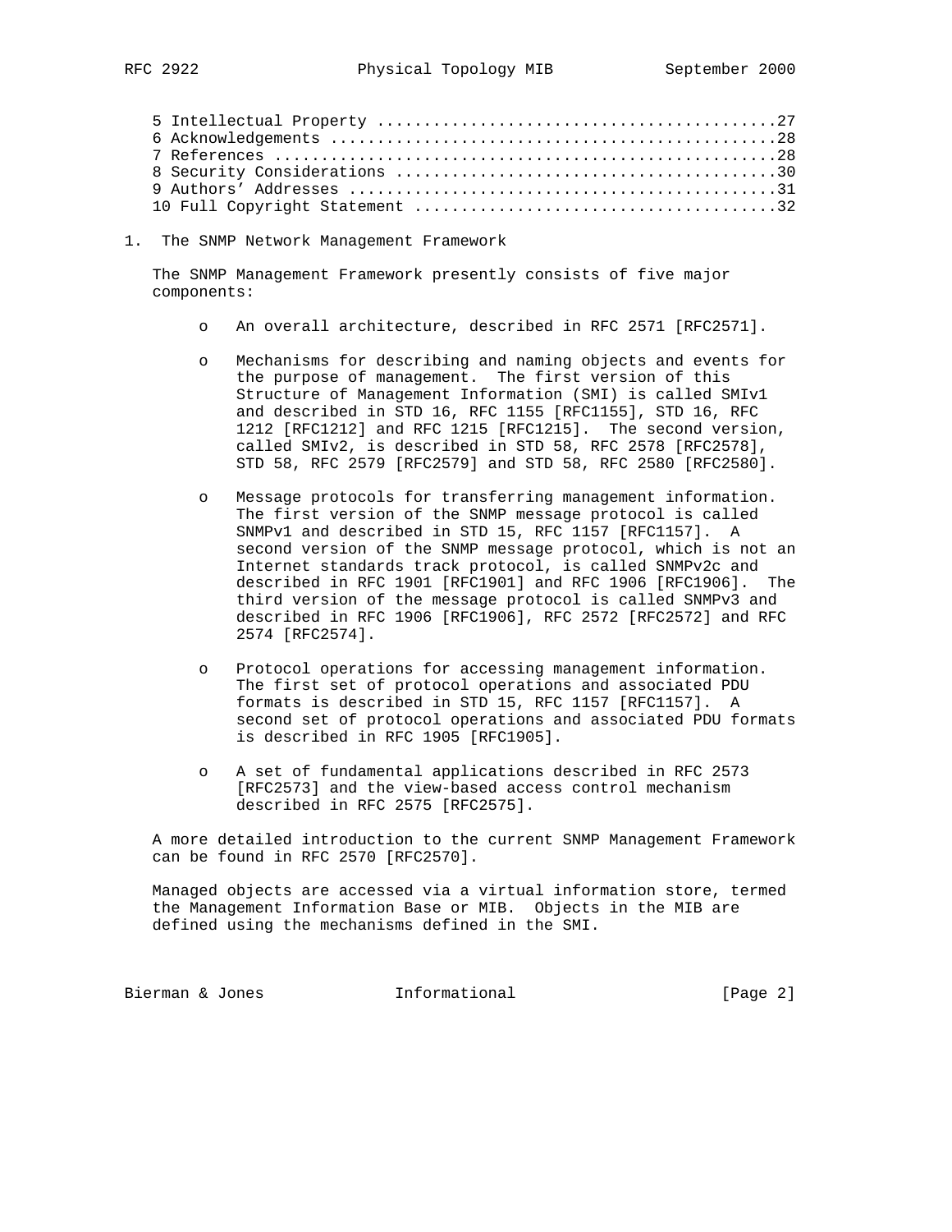5 Intellectual Property ..........................................27
6 Acknowledgements ...............................................28
7 References .....................................................28
8 Security Considerations ........................................30
9 Authors' Addresses .............................................31
10 Full Copyright Statement ......................................32

# 1. The SNMP Network Management Framework

The SNMP Management Framework presently consists of five major components:

- An overall architecture, described in RFC 2571 [RFC2571].

- Mechanisms for describing and naming objects and events for the purpose of management. The first version of this Structure of Management Information (SMI) is called SMIv1 and described in STD 16, RFC 1155 [RFC1155], STD 16, RFC 1212 [RFC1212] and RFC 1215 [RFC1215]. The second version, called SMIv2, is described in STD 58, RFC 2578 [RFC2578], STD 58, RFC 2579 [RFC2579] and STD 58, RFC 2580 [RFC2580].

- Message protocols for transferring management information. The first version of the SNMP message protocol is called SNMPv1 and described in STD 15, RFC 1157 [RFC1157]. A second version of the SNMP message protocol, which is not an Internet standards track protocol, is called SNMPv2c and described in RFC 1901 [RFC1901] and RFC 1906 [RFC1906]. The third version of the message protocol is called SNMPv3 and described in RFC 1906 [RFC1906], RFC 2572 [RFC2572] and RFC 2574 [RFC2574].

- Protocol operations for accessing management information. The first set of protocol operations and associated PDU formats is described in STD 15, RFC 1157 [RFC1157]. A second set of protocol operations and associated PDU formats is described in RFC 1905 [RFC1905].

- A set of fundamental applications described in RFC 2573 [RFC2573] and the view-based access control mechanism described in RFC 2575 [RFC2575].

A more detailed introduction to the current SNMP Management Framework can be found in RFC 2570 [RFC2570].

Managed objects are accessed via a virtual information store, termed the Management Information Base or MIB. Objects in the MIB are defined using the mechanisms defined in the SMI.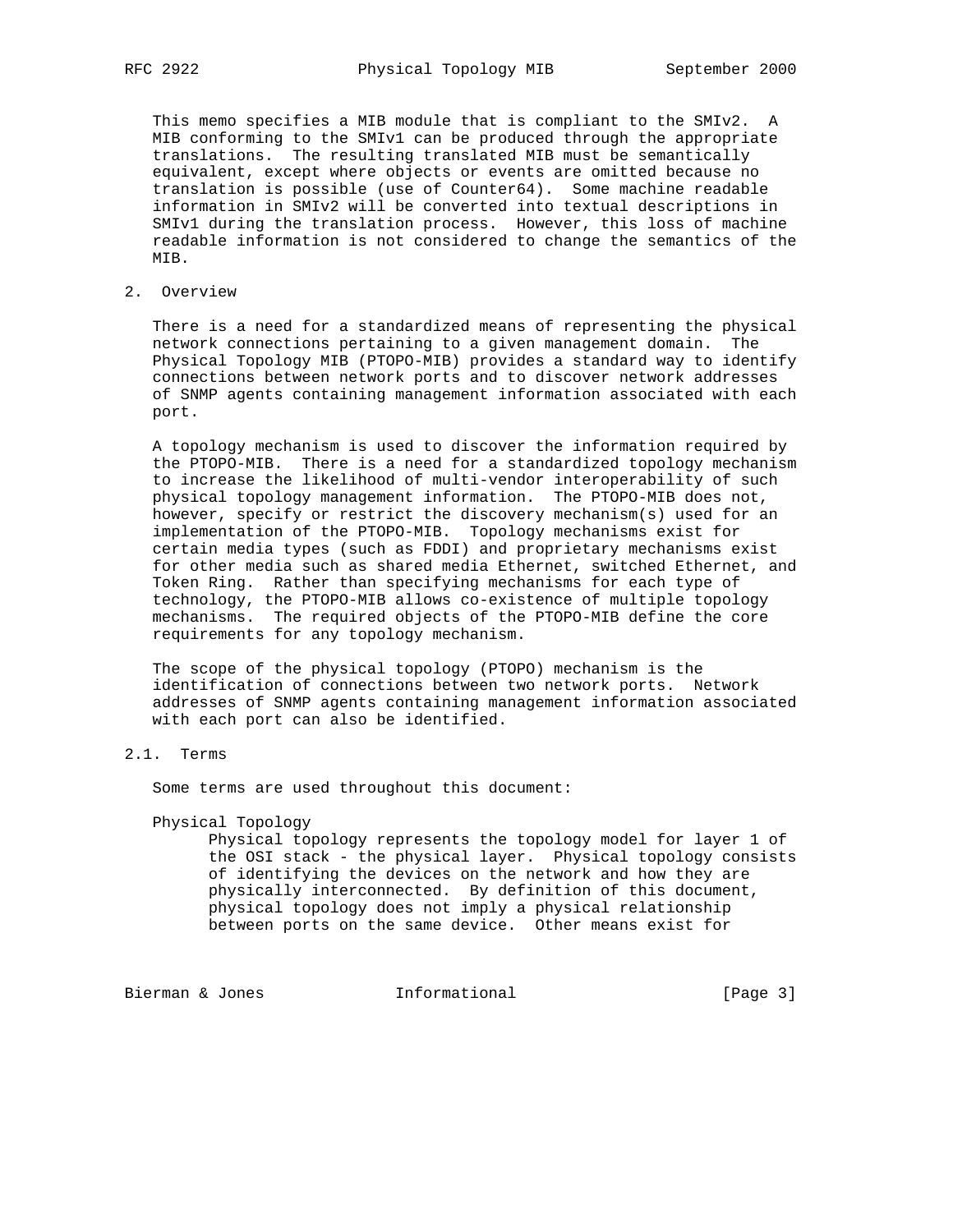This memo specifies a MIB module that is compliant to the SMIv2. A MIB conforming to the SMIv1 can be produced through the appropriate translations. The resulting translated MIB must be semantically equivalent, except where objects or events are omitted because no translation is possible (use of Counter64). Some machine readable information in SMIv2 will be converted into textual descriptions in SMIv1 during the translation process. However, this loss of machine readable information is not considered to change the semantics of the MIB.

## 2. Overview

There is a need for a standardized means of representing the physical network connections pertaining to a given management domain. The Physical Topology MIB (PTOPO-MIB) provides a standard way to identify connections between network ports and to discover network addresses of SNMP agents containing management information associated with each port.

A topology mechanism is used to discover the information required by the PTOPO-MIB. There is a need for a standardized topology mechanism to increase the likelihood of multi-vendor interoperability of such physical topology management information. The PTOPO-MIB does not, however, specify or restrict the discovery mechanism(s) used for an implementation of the PTOPO-MIB. Topology mechanisms exist for certain media types (such as FDDI) and proprietary mechanisms exist for other media such as shared media Ethernet, switched Ethernet, and Token Ring. Rather than specifying mechanisms for each type of technology, the PTOPO-MIB allows co-existence of multiple topology mechanisms. The required objects of the PTOPO-MIB define the core requirements for any topology mechanism.

The scope of the physical topology (PTOPO) mechanism is the identification of connections between two network ports. Network addresses of SNMP agents containing management information associated with each port can also be identified.

### 2.1. Terms

Some terms are used throughout this document:

Physical Topology
: Physical topology represents the topology model for layer 1 of the OSI stack - the physical layer. Physical topology consists of identifying the devices on the network and how they are physically interconnected. By definition of this document, physical topology does not imply a physical relationship between ports on the same device. Other means exist for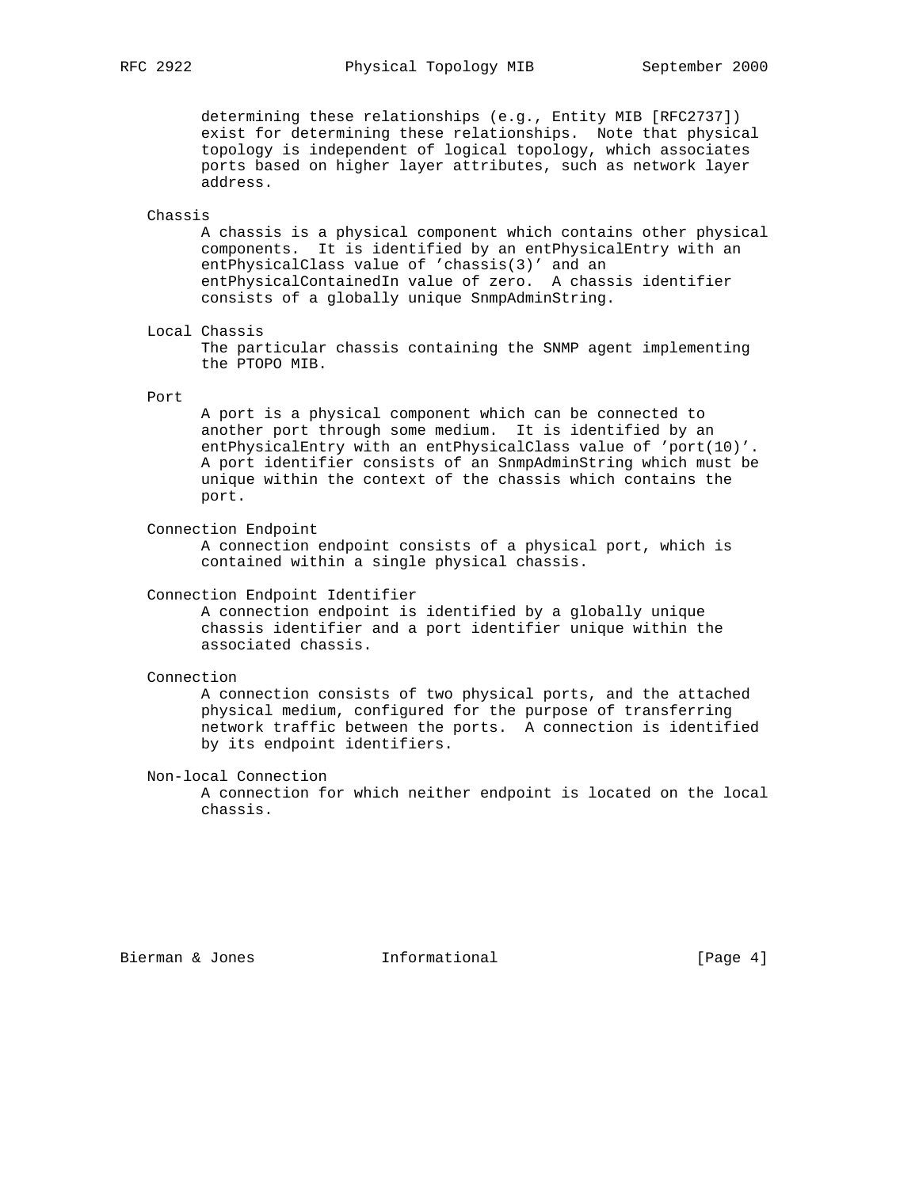determining these relationships (e.g., Entity MIB [RFC2737]) exist for determining these relationships. Note that physical topology is independent of logical topology, which associates ports based on higher layer attributes, such as network layer address.

Chassis

A chassis is a physical component which contains other physical components. It is identified by an entPhysicalEntry with an entPhysicalClass value of 'chassis(3)' and an entPhysicalContainedIn value of zero. A chassis identifier consists of a globally unique SnmpAdminString.

Local Chassis

The particular chassis containing the SNMP agent implementing the PTOPO MIB.

Port

A port is a physical component which can be connected to another port through some medium. It is identified by an entPhysicalEntry with an entPhysicalClass value of 'port(10)'. A port identifier consists of an SnmpAdminString which must be unique within the context of the chassis which contains the port.

Connection Endpoint

A connection endpoint consists of a physical port, which is contained within a single physical chassis.

Connection Endpoint Identifier

A connection endpoint is identified by a globally unique chassis identifier and a port identifier unique within the associated chassis.

Connection

A connection consists of two physical ports, and the attached physical medium, configured for the purpose of transferring network traffic between the ports. A connection is identified by its endpoint identifiers.

Non-local Connection

A connection for which neither endpoint is located on the local chassis.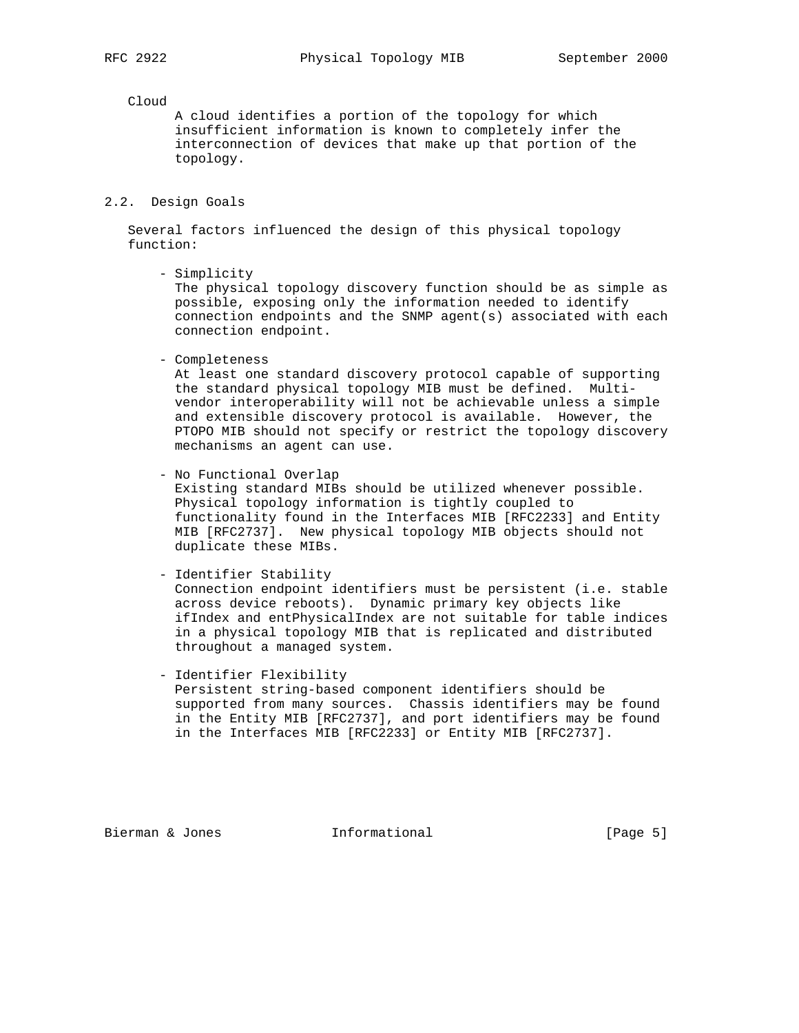Cloud

A cloud identifies a portion of the topology for which insufficient information is known to completely infer the interconnection of devices that make up that portion of the topology.

## 2.2. Design Goals

Several factors influenced the design of this physical topology function:

- Simplicity
  The physical topology discovery function should be as simple as possible, exposing only the information needed to identify connection endpoints and the SNMP agent(s) associated with each connection endpoint.

- Completeness
  At least one standard discovery protocol capable of supporting the standard physical topology MIB must be defined. Multi-vendor interoperability will not be achievable unless a simple and extensible discovery protocol is available. However, the PTOPO MIB should not specify or restrict the topology discovery mechanisms an agent can use.

- No Functional Overlap
  Existing standard MIBs should be utilized whenever possible. Physical topology information is tightly coupled to functionality found in the Interfaces MIB [RFC2233] and Entity MIB [RFC2737]. New physical topology MIB objects should not duplicate these MIBs.

- Identifier Stability
  Connection endpoint identifiers must be persistent (i.e. stable across device reboots). Dynamic primary key objects like ifIndex and entPhysicalIndex are not suitable for table indices in a physical topology MIB that is replicated and distributed throughout a managed system.

- Identifier Flexibility
  Persistent string-based component identifiers should be supported from many sources. Chassis identifiers may be found in the Entity MIB [RFC2737], and port identifiers may be found in the Interfaces MIB [RFC2233] or Entity MIB [RFC2737].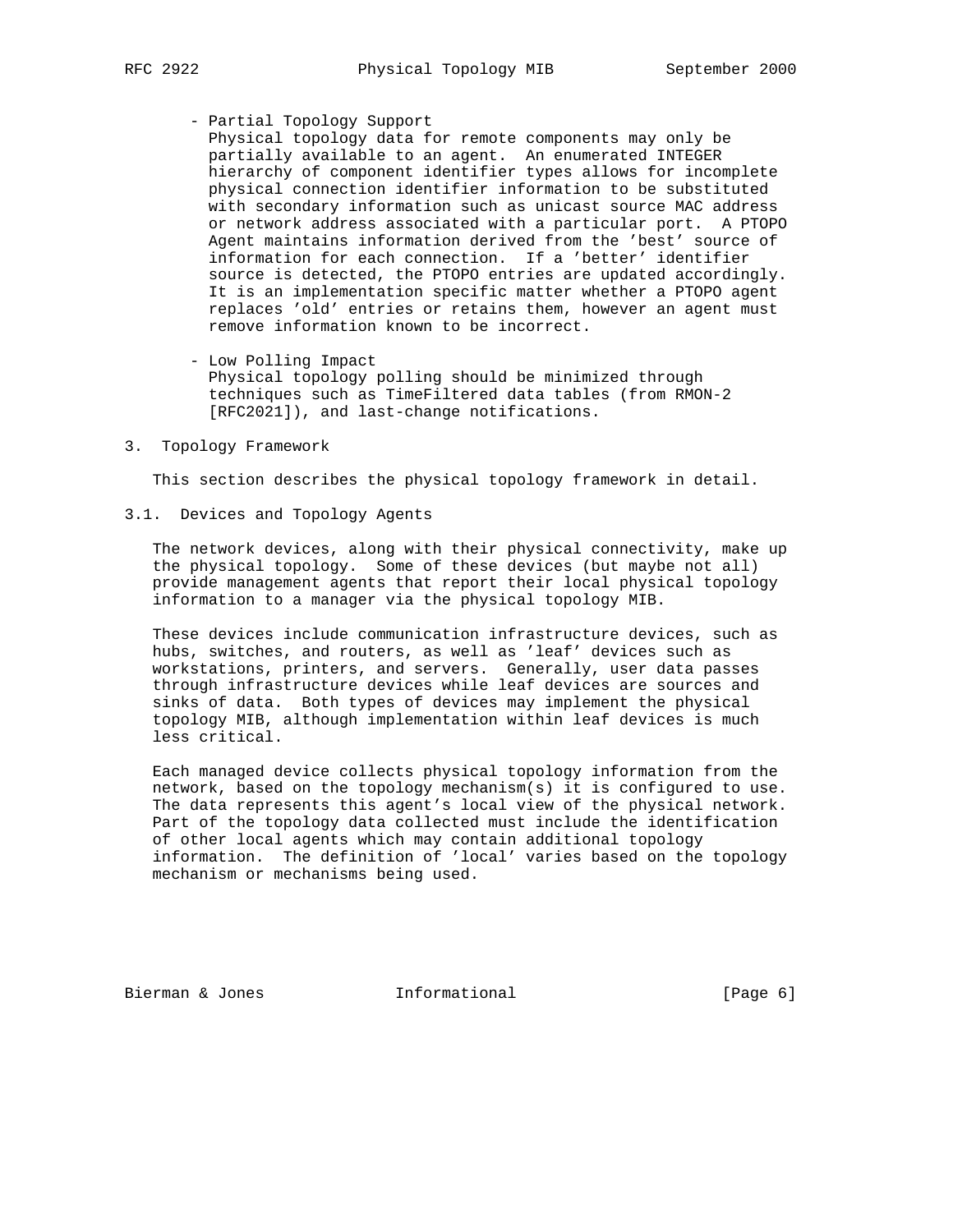- Partial Topology Support
  Physical topology data for remote components may only be partially available to an agent. An enumerated INTEGER hierarchy of component identifier types allows for incomplete physical connection identifier information to be substituted with secondary information such as unicast source MAC address or network address associated with a particular port. A PTOPO Agent maintains information derived from the 'best' source of information for each connection. If a 'better' identifier source is detected, the PTOPO entries are updated accordingly. It is an implementation specific matter whether a PTOPO agent replaces 'old' entries or retains them, however an agent must remove information known to be incorrect.

- Low Polling Impact
  Physical topology polling should be minimized through techniques such as TimeFiltered data tables (from RMON-2 [RFC2021]), and last-change notifications.

## 3. Topology Framework

This section describes the physical topology framework in detail.

### 3.1. Devices and Topology Agents

The network devices, along with their physical connectivity, make up the physical topology. Some of these devices (but maybe not all) provide management agents that report their local physical topology information to a manager via the physical topology MIB.

These devices include communication infrastructure devices, such as hubs, switches, and routers, as well as 'leaf' devices such as workstations, printers, and servers. Generally, user data passes through infrastructure devices while leaf devices are sources and sinks of data. Both types of devices may implement the physical topology MIB, although implementation within leaf devices is much less critical.

Each managed device collects physical topology information from the network, based on the topology mechanism(s) it is configured to use. The data represents this agent's local view of the physical network. Part of the topology data collected must include the identification of other local agents which may contain additional topology information. The definition of 'local' varies based on the topology mechanism or mechanisms being used.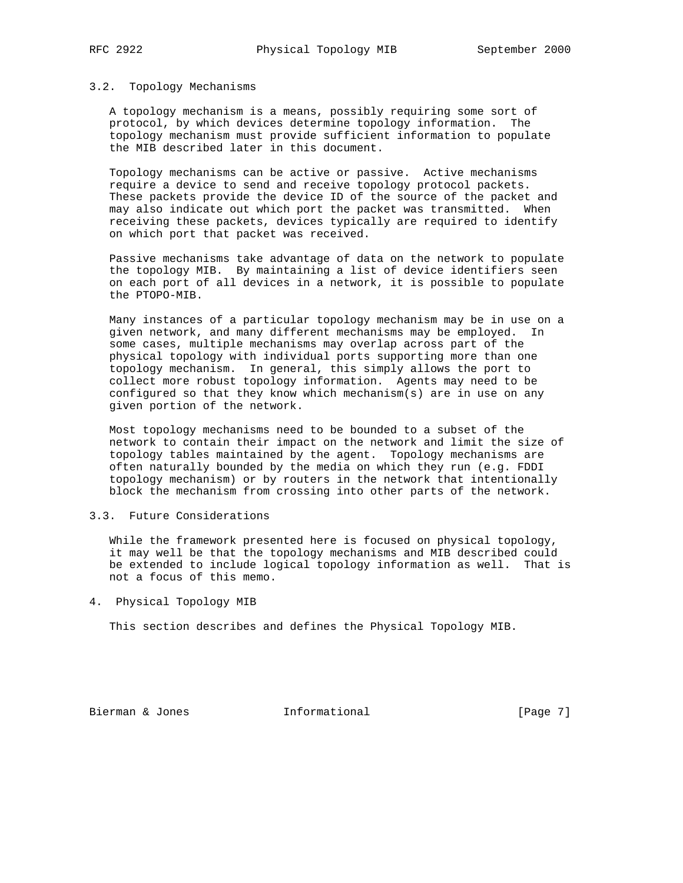### 3.2. Topology Mechanisms

A topology mechanism is a means, possibly requiring some sort of protocol, by which devices determine topology information. The topology mechanism must provide sufficient information to populate the MIB described later in this document.

Topology mechanisms can be active or passive. Active mechanisms require a device to send and receive topology protocol packets. These packets provide the device ID of the source of the packet and may also indicate out which port the packet was transmitted. When receiving these packets, devices typically are required to identify on which port that packet was received.

Passive mechanisms take advantage of data on the network to populate the topology MIB. By maintaining a list of device identifiers seen on each port of all devices in a network, it is possible to populate the PTOPO-MIB.

Many instances of a particular topology mechanism may be in use on a given network, and many different mechanisms may be employed. In some cases, multiple mechanisms may overlap across part of the physical topology with individual ports supporting more than one topology mechanism. In general, this simply allows the port to collect more robust topology information. Agents may need to be configured so that they know which mechanism(s) are in use on any given portion of the network.

Most topology mechanisms need to be bounded to a subset of the network to contain their impact on the network and limit the size of topology tables maintained by the agent. Topology mechanisms are often naturally bounded by the media on which they run (e.g. FDDI topology mechanism) or by routers in the network that intentionally block the mechanism from crossing into other parts of the network.

### 3.3. Future Considerations

While the framework presented here is focused on physical topology, it may well be that the topology mechanisms and MIB described could be extended to include logical topology information as well. That is not a focus of this memo.

## 4. Physical Topology MIB

This section describes and defines the Physical Topology MIB.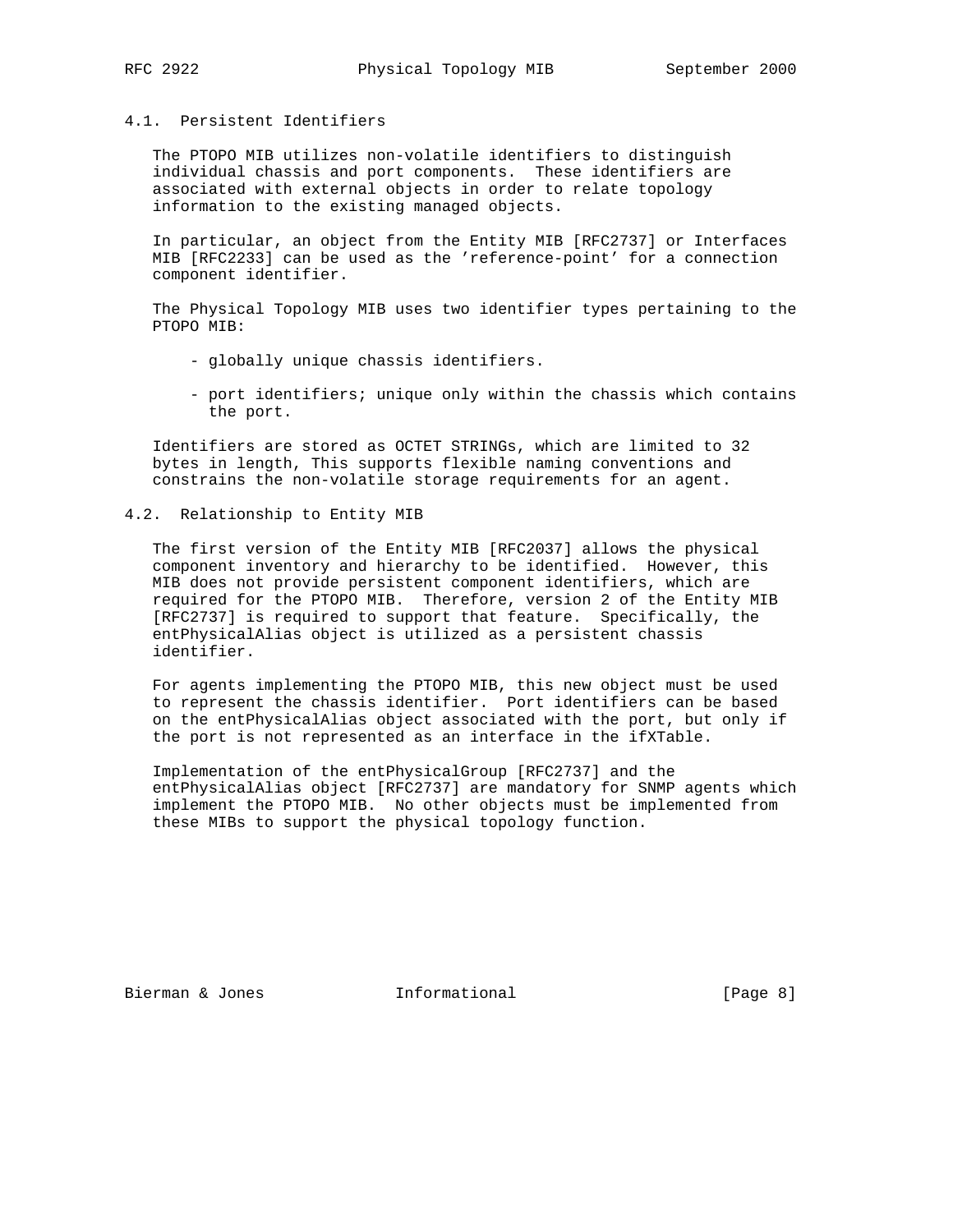## 4.1. Persistent Identifiers

The PTOPO MIB utilizes non-volatile identifiers to distinguish individual chassis and port components. These identifiers are associated with external objects in order to relate topology information to the existing managed objects.

In particular, an object from the Entity MIB [RFC2737] or Interfaces MIB [RFC2233] can be used as the 'reference-point' for a connection component identifier.

The Physical Topology MIB uses two identifier types pertaining to the PTOPO MIB:

- globally unique chassis identifiers.
- port identifiers; unique only within the chassis which contains the port.

Identifiers are stored as OCTET STRINGs, which are limited to 32 bytes in length, This supports flexible naming conventions and constrains the non-volatile storage requirements for an agent.

## 4.2. Relationship to Entity MIB

The first version of the Entity MIB [RFC2037] allows the physical component inventory and hierarchy to be identified. However, this MIB does not provide persistent component identifiers, which are required for the PTOPO MIB. Therefore, version 2 of the Entity MIB [RFC2737] is required to support that feature. Specifically, the entPhysicalAlias object is utilized as a persistent chassis identifier.

For agents implementing the PTOPO MIB, this new object must be used to represent the chassis identifier. Port identifiers can be based on the entPhysicalAlias object associated with the port, but only if the port is not represented as an interface in the ifXTable.

Implementation of the entPhysicalGroup [RFC2737] and the entPhysicalAlias object [RFC2737] are mandatory for SNMP agents which implement the PTOPO MIB. No other objects must be implemented from these MIBs to support the physical topology function.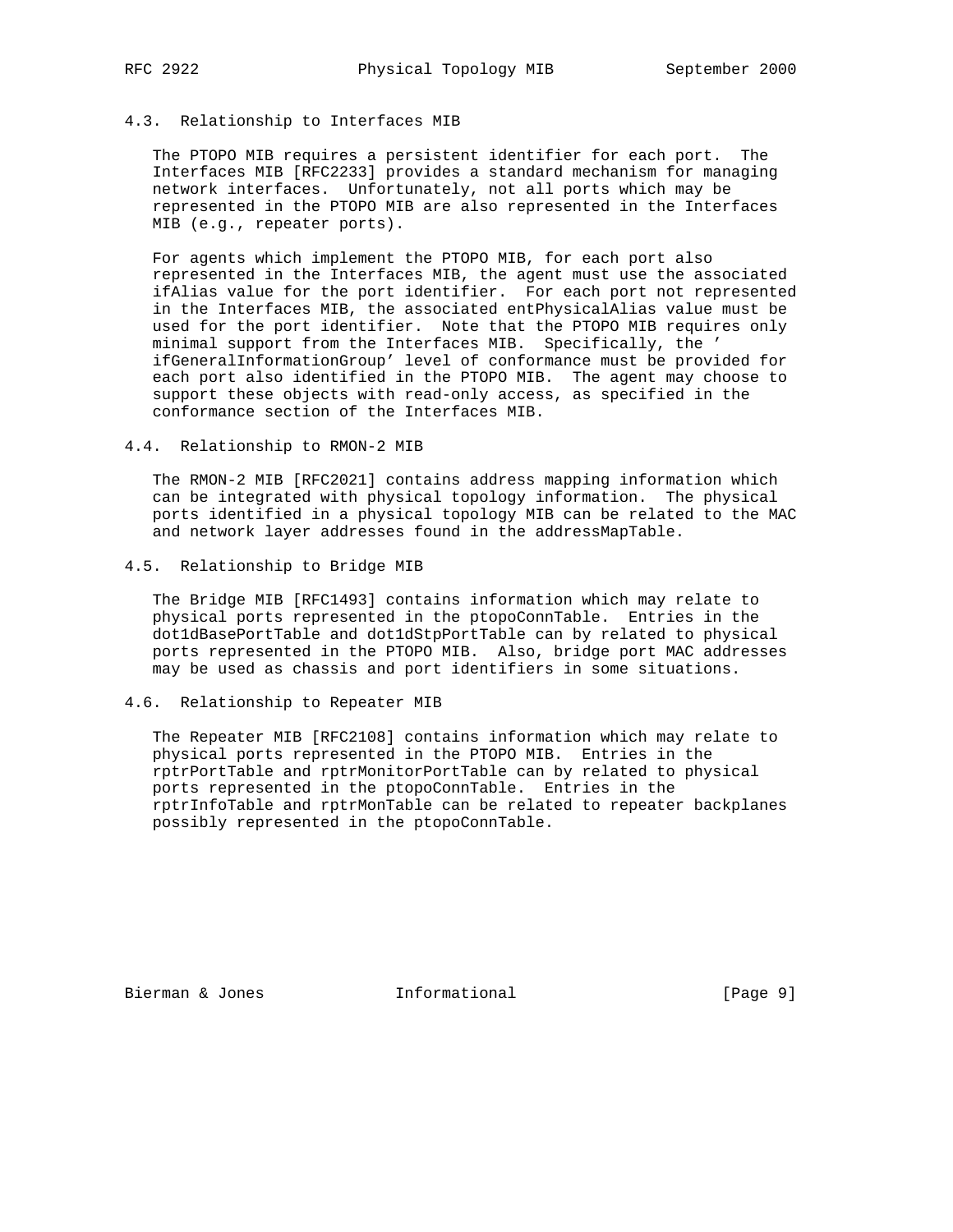### 4.3. Relationship to Interfaces MIB

The PTOPO MIB requires a persistent identifier for each port. The Interfaces MIB [RFC2233] provides a standard mechanism for managing network interfaces. Unfortunately, not all ports which may be represented in the PTOPO MIB are also represented in the Interfaces MIB (e.g., repeater ports).

For agents which implement the PTOPO MIB, for each port also represented in the Interfaces MIB, the agent must use the associated ifAlias value for the port identifier. For each port not represented in the Interfaces MIB, the associated entPhysicalAlias value must be used for the port identifier. Note that the PTOPO MIB requires only minimal support from the Interfaces MIB. Specifically, the 'ifGeneralInformationGroup' level of conformance must be provided for each port also identified in the PTOPO MIB. The agent may choose to support these objects with read-only access, as specified in the conformance section of the Interfaces MIB.

### 4.4. Relationship to RMON-2 MIB

The RMON-2 MIB [RFC2021] contains address mapping information which can be integrated with physical topology information. The physical ports identified in a physical topology MIB can be related to the MAC and network layer addresses found in the addressMapTable.

### 4.5. Relationship to Bridge MIB

The Bridge MIB [RFC1493] contains information which may relate to physical ports represented in the ptopoConnTable. Entries in the dot1dBasePortTable and dot1dStpPortTable can by related to physical ports represented in the PTOPO MIB. Also, bridge port MAC addresses may be used as chassis and port identifiers in some situations.

### 4.6. Relationship to Repeater MIB

The Repeater MIB [RFC2108] contains information which may relate to physical ports represented in the PTOPO MIB. Entries in the rptrPortTable and rptrMonitorPortTable can by related to physical ports represented in the ptopoConnTable. Entries in the rptrInfoTable and rptrMonTable can be related to repeater backplanes possibly represented in the ptopoConnTable.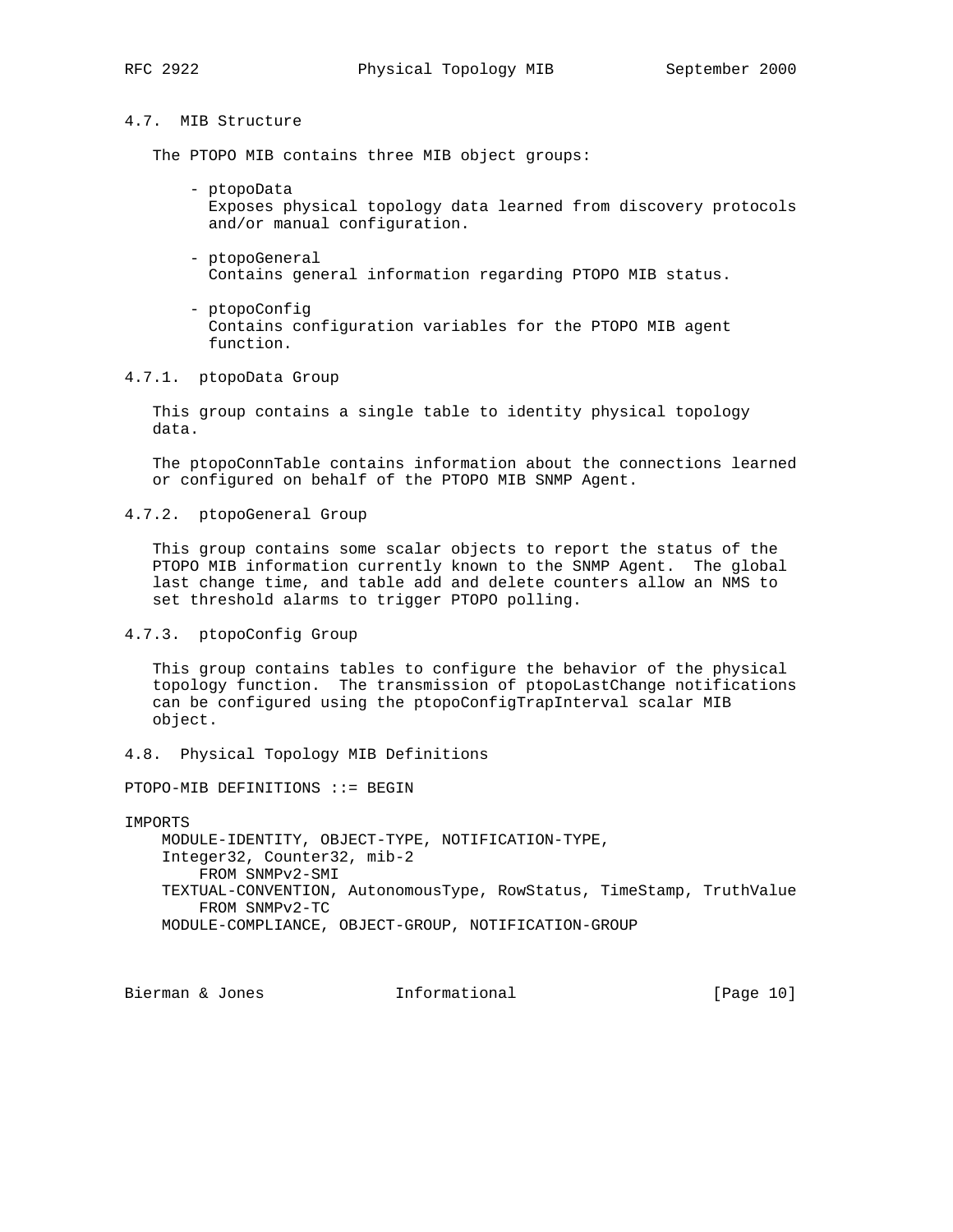## 4.7. MIB Structure

The PTOPO MIB contains three MIB object groups:

- ptopoData
  Exposes physical topology data learned from discovery protocols and/or manual configuration.

- ptopoGeneral
  Contains general information regarding PTOPO MIB status.

- ptopoConfig
  Contains configuration variables for the PTOPO MIB agent function.

### 4.7.1. ptopoData Group

This group contains a single table to identity physical topology data.

The ptopoConnTable contains information about the connections learned or configured on behalf of the PTOPO MIB SNMP Agent.

### 4.7.2. ptopoGeneral Group

This group contains some scalar objects to report the status of the PTOPO MIB information currently known to the SNMP Agent. The global last change time, and table add and delete counters allow an NMS to set threshold alarms to trigger PTOPO polling.

### 4.7.3. ptopoConfig Group

This group contains tables to configure the behavior of the physical topology function. The transmission of ptopoLastChange notifications can be configured using the ptopoConfigTrapInterval scalar MIB object.

## 4.8. Physical Topology MIB Definitions

```
PTOPO-MIB DEFINITIONS ::= BEGIN

IMPORTS
    MODULE-IDENTITY, OBJECT-TYPE, NOTIFICATION-TYPE,
    Integer32, Counter32, mib-2
        FROM SNMPv2-SMI
    TEXTUAL-CONVENTION, AutonomousType, RowStatus, TimeStamp, TruthValue
        FROM SNMPv2-TC
    MODULE-COMPLIANCE, OBJECT-GROUP, NOTIFICATION-GROUP
```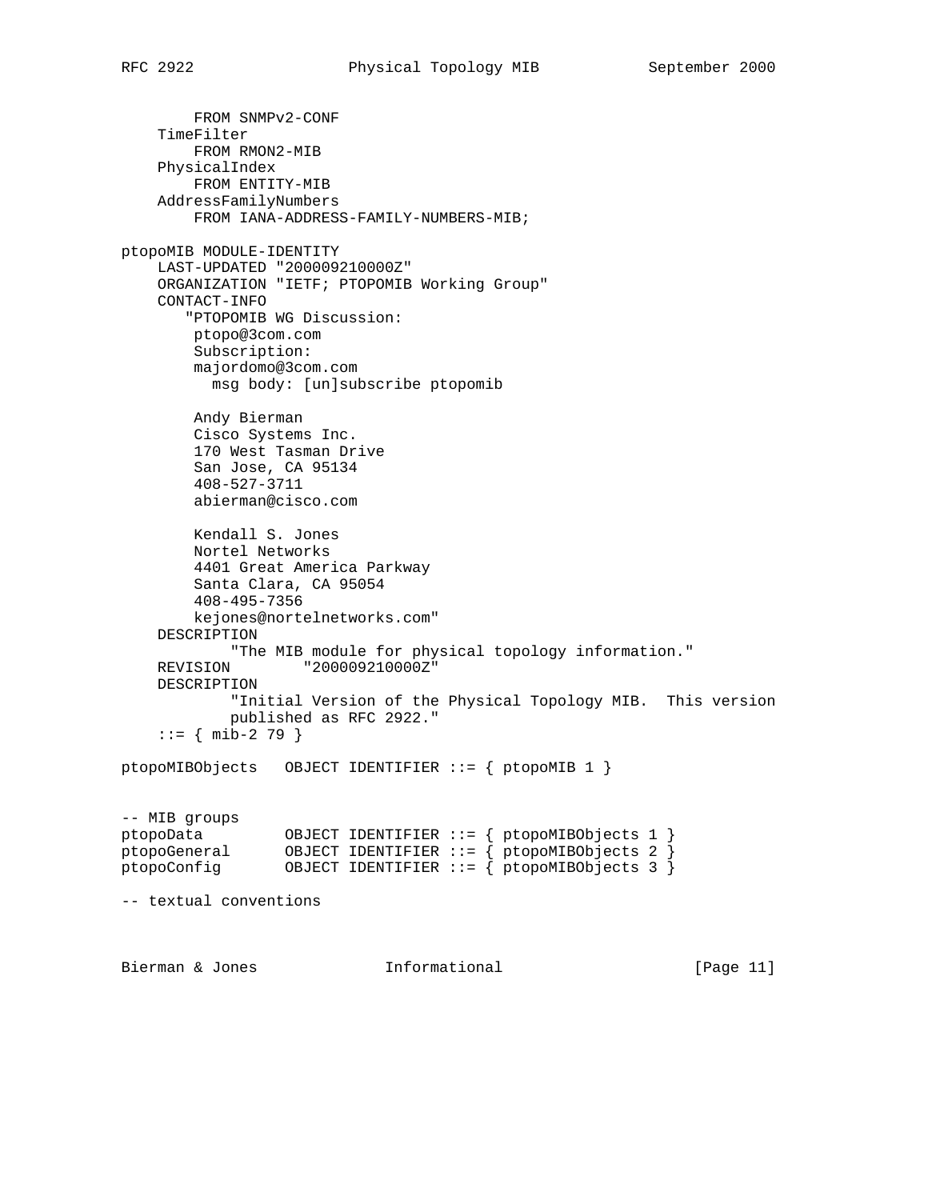```
        FROM SNMPv2-CONF
    TimeFilter
        FROM RMON2-MIB
    PhysicalIndex
        FROM ENTITY-MIB
    AddressFamilyNumbers
        FROM IANA-ADDRESS-FAMILY-NUMBERS-MIB;

ptopoMIB MODULE-IDENTITY
    LAST-UPDATED "200009210000Z"
    ORGANIZATION "IETF; PTOPOMIB Working Group"
    CONTACT-INFO
       "PTOPOMIB WG Discussion:
        ptopo@3com.com
        Subscription:
        majordomo@3com.com
          msg body: [un]subscribe ptopomib

        Andy Bierman
        Cisco Systems Inc.
        170 West Tasman Drive
        San Jose, CA 95134
        408-527-3711
        abierman@cisco.com

        Kendall S. Jones
        Nortel Networks
        4401 Great America Parkway
        Santa Clara, CA 95054
        408-495-7356
        kejones@nortelnetworks.com"
    DESCRIPTION
            "The MIB module for physical topology information."
    REVISION        "200009210000Z"
    DESCRIPTION
            "Initial Version of the Physical Topology MIB.  This version
            published as RFC 2922."
    ::= { mib-2 79 }

ptopoMIBObjects   OBJECT IDENTIFIER ::= { ptopoMIB 1 }


-- MIB groups
ptopoData         OBJECT IDENTIFIER ::= { ptopoMIBObjects 1 }
ptopoGeneral      OBJECT IDENTIFIER ::= { ptopoMIBObjects 2 }
ptopoConfig       OBJECT IDENTIFIER ::= { ptopoMIBObjects 3 }

-- textual conventions
```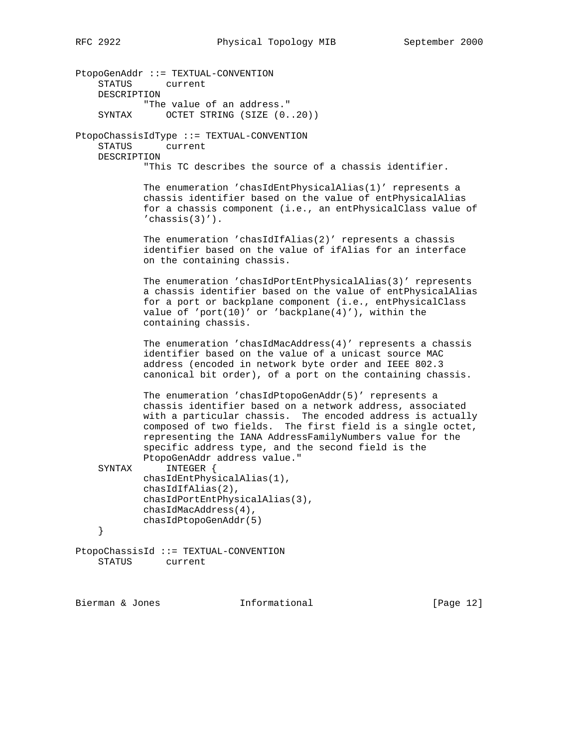```
PtopoGenAddr ::= TEXTUAL-CONVENTION
    STATUS      current
    DESCRIPTION
            "The value of an address."
    SYNTAX      OCTET STRING (SIZE (0..20))

PtopoChassisIdType ::= TEXTUAL-CONVENTION
    STATUS      current
    DESCRIPTION
            "This TC describes the source of a chassis identifier.

            The enumeration 'chasIdEntPhysicalAlias(1)' represents a
            chassis identifier based on the value of entPhysicalAlias
            for a chassis component (i.e., an entPhysicalClass value of
            'chassis(3)').

            The enumeration 'chasIdIfAlias(2)' represents a chassis
            identifier based on the value of ifAlias for an interface
            on the containing chassis.

            The enumeration 'chasIdPortEntPhysicalAlias(3)' represents
            a chassis identifier based on the value of entPhysicalAlias
            for a port or backplane component (i.e., entPhysicalClass
            value of 'port(10)' or 'backplane(4)'), within the
            containing chassis.

            The enumeration 'chasIdMacAddress(4)' represents a chassis
            identifier based on the value of a unicast source MAC
            address (encoded in network byte order and IEEE 802.3
            canonical bit order), of a port on the containing chassis.

            The enumeration 'chasIdPtopoGenAddr(5)' represents a
            chassis identifier based on a network address, associated
            with a particular chassis.  The encoded address is actually
            composed of two fields.  The first field is a single octet,
            representing the IANA AddressFamilyNumbers value for the
            specific address type, and the second field is the
            PtopoGenAddr address value."
    SYNTAX      INTEGER {
            chasIdEntPhysicalAlias(1),
            chasIdIfAlias(2),
            chasIdPortEntPhysicalAlias(3),
            chasIdMacAddress(4),
            chasIdPtopoGenAddr(5)
    }

PtopoChassisId ::= TEXTUAL-CONVENTION
    STATUS      current
```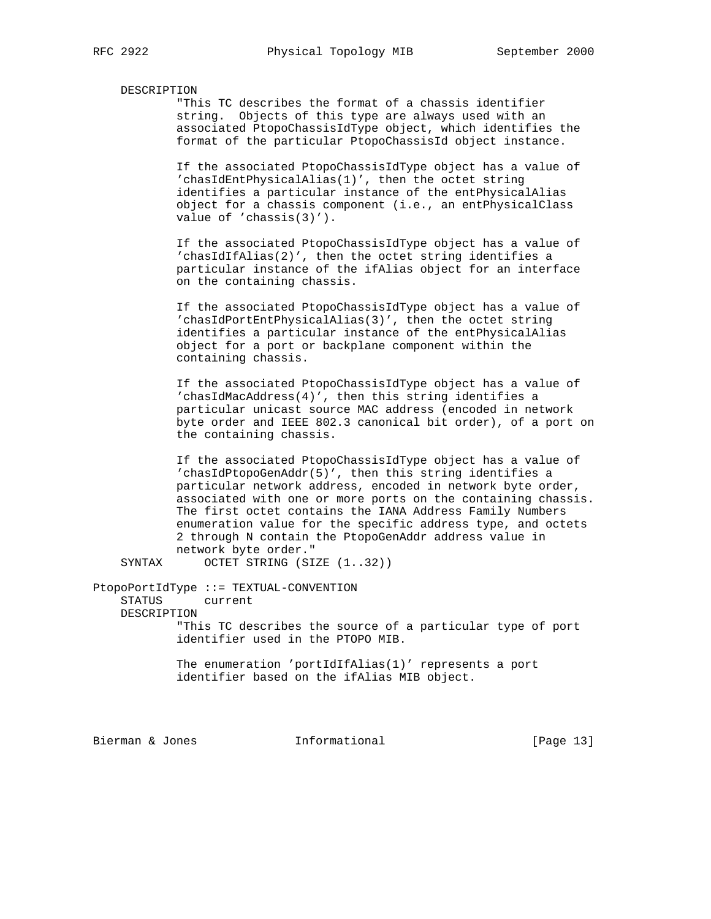```
    DESCRIPTION
            "This TC describes the format of a chassis identifier
            string.  Objects of this type are always used with an
            associated PtopoChassisIdType object, which identifies the
            format of the particular PtopoChassisId object instance.

            If the associated PtopoChassisIdType object has a value of
            'chasIdEntPhysicalAlias(1)', then the octet string
            identifies a particular instance of the entPhysicalAlias
            object for a chassis component (i.e., an entPhysicalClass
            value of 'chassis(3)').

            If the associated PtopoChassisIdType object has a value of
            'chasIdIfAlias(2)', then the octet string identifies a
            particular instance of the ifAlias object for an interface
            on the containing chassis.

            If the associated PtopoChassisIdType object has a value of
            'chasIdPortEntPhysicalAlias(3)', then the octet string
            identifies a particular instance of the entPhysicalAlias
            object for a port or backplane component within the
            containing chassis.

            If the associated PtopoChassisIdType object has a value of
            'chasIdMacAddress(4)', then this string identifies a
            particular unicast source MAC address (encoded in network
            byte order and IEEE 802.3 canonical bit order), of a port on
            the containing chassis.

            If the associated PtopoChassisIdType object has a value of
            'chasIdPtopoGenAddr(5)', then this string identifies a
            particular network address, encoded in network byte order,
            associated with one or more ports on the containing chassis.
            The first octet contains the IANA Address Family Numbers
            enumeration value for the specific address type, and octets
            2 through N contain the PtopoGenAddr address value in
            network byte order."
    SYNTAX      OCTET STRING (SIZE (1..32))

PtopoPortIdType ::= TEXTUAL-CONVENTION
    STATUS      current
    DESCRIPTION
            "This TC describes the source of a particular type of port
            identifier used in the PTOPO MIB.

            The enumeration 'portIdIfAlias(1)' represents a port
            identifier based on the ifAlias MIB object.
```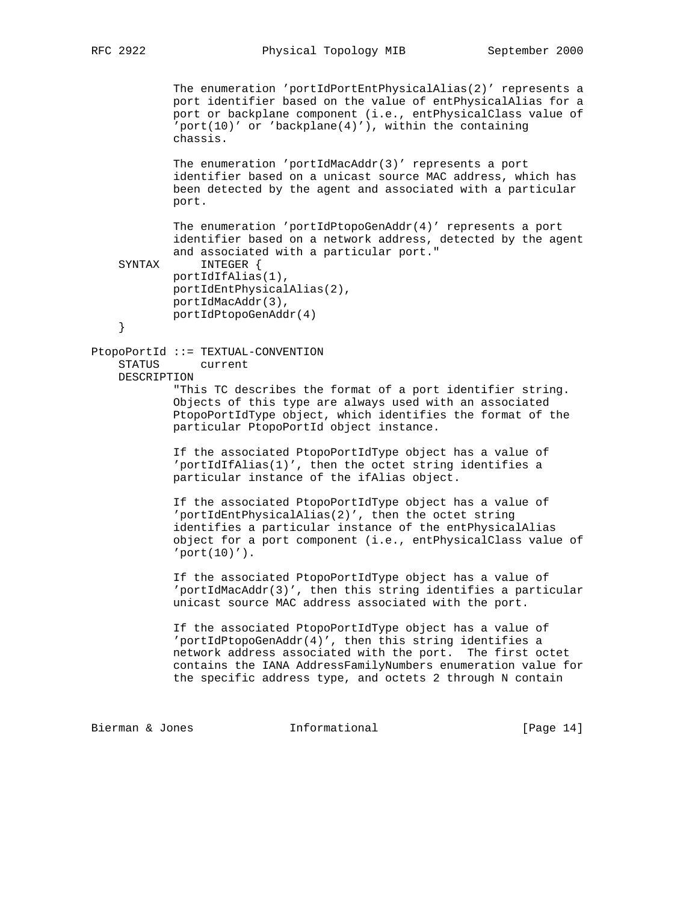```
           The enumeration 'portIdPortEntPhysicalAlias(2)' represents a
           port identifier based on the value of entPhysicalAlias for a
           port or backplane component (i.e., entPhysicalClass value of
           'port(10)' or 'backplane(4)'), within the containing
           chassis.

           The enumeration 'portIdMacAddr(3)' represents a port
           identifier based on a unicast source MAC address, which has
           been detected by the agent and associated with a particular
           port.

           The enumeration 'portIdPtopoGenAddr(4)' represents a port
           identifier based on a network address, detected by the agent
           and associated with a particular port."
    SYNTAX      INTEGER {
           portIdIfAlias(1),
           portIdEntPhysicalAlias(2),
           portIdMacAddr(3),
           portIdPtopoGenAddr(4)
    }

PtopoPortId ::= TEXTUAL-CONVENTION
    STATUS      current
    DESCRIPTION
           "This TC describes the format of a port identifier string.
           Objects of this type are always used with an associated
           PtopoPortIdType object, which identifies the format of the
           particular PtopoPortId object instance.

           If the associated PtopoPortIdType object has a value of
           'portIdIfAlias(1)', then the octet string identifies a
           particular instance of the ifAlias object.

           If the associated PtopoPortIdType object has a value of
           'portIdEntPhysicalAlias(2)', then the octet string
           identifies a particular instance of the entPhysicalAlias
           object for a port component (i.e., entPhysicalClass value of
           'port(10)').

           If the associated PtopoPortIdType object has a value of
           'portIdMacAddr(3)', then this string identifies a particular
           unicast source MAC address associated with the port.

           If the associated PtopoPortIdType object has a value of
           'portIdPtopoGenAddr(4)', then this string identifies a
           network address associated with the port.  The first octet
           contains the IANA AddressFamilyNumbers enumeration value for
           the specific address type, and octets 2 through N contain
```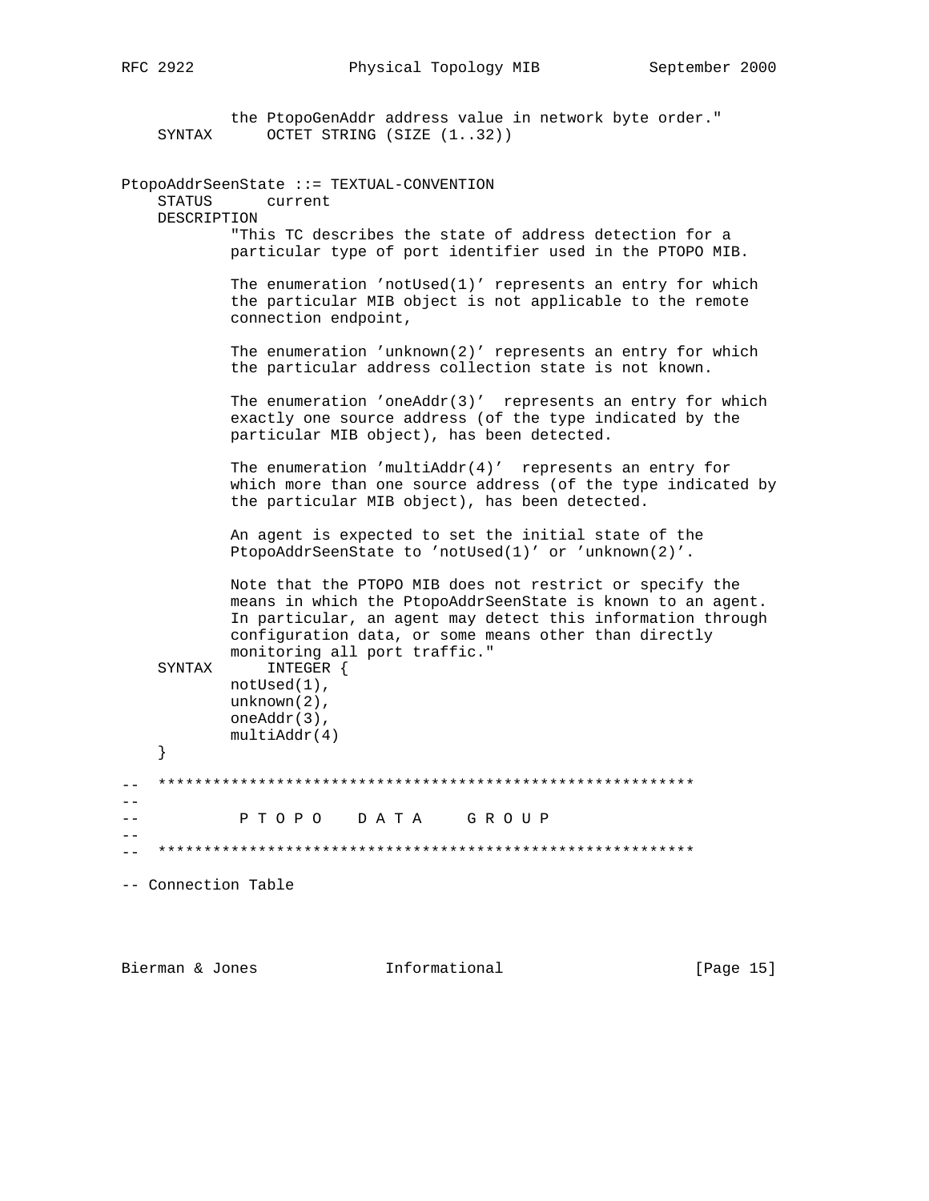```
            the PtopoGenAddr address value in network byte order."
    SYNTAX      OCTET STRING (SIZE (1..32))


PtopoAddrSeenState ::= TEXTUAL-CONVENTION
    STATUS      current
    DESCRIPTION
            "This TC describes the state of address detection for a
            particular type of port identifier used in the PTOPO MIB.

            The enumeration 'notUsed(1)' represents an entry for which
            the particular MIB object is not applicable to the remote
            connection endpoint,

            The enumeration 'unknown(2)' represents an entry for which
            the particular address collection state is not known.

            The enumeration 'oneAddr(3)'  represents an entry for which
            exactly one source address (of the type indicated by the
            particular MIB object), has been detected.

            The enumeration 'multiAddr(4)'  represents an entry for
            which more than one source address (of the type indicated by
            the particular MIB object), has been detected.

            An agent is expected to set the initial state of the
            PtopoAddrSeenState to 'notUsed(1)' or 'unknown(2)'.

            Note that the PTOPO MIB does not restrict or specify the
            means in which the PtopoAddrSeenState is known to an agent.
            In particular, an agent may detect this information through
            configuration data, or some means other than directly
            monitoring all port traffic."
    SYNTAX      INTEGER {
            notUsed(1),
            unknown(2),
            oneAddr(3),
            multiAddr(4)
    }

--  ***********************************************************
--
--           P T O P O    D A T A    G R O U P
--
--  ***********************************************************

-- Connection Table
```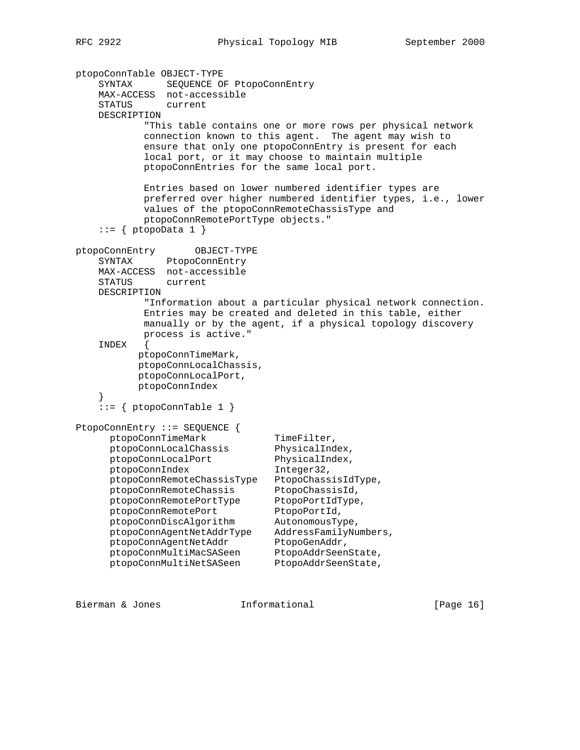```
ptopoConnTable OBJECT-TYPE
    SYNTAX      SEQUENCE OF PtopoConnEntry
    MAX-ACCESS  not-accessible
    STATUS      current
    DESCRIPTION
            "This table contains one or more rows per physical network
            connection known to this agent.  The agent may wish to
            ensure that only one ptopoConnEntry is present for each
            local port, or it may choose to maintain multiple
            ptopoConnEntries for the same local port.

            Entries based on lower numbered identifier types are
            preferred over higher numbered identifier types, i.e., lower
            values of the ptopoConnRemoteChassisType and
            ptopoConnRemotePortType objects."
    ::= { ptopoData 1 }

ptopoConnEntry       OBJECT-TYPE
    SYNTAX      PtopoConnEntry
    MAX-ACCESS  not-accessible
    STATUS      current
    DESCRIPTION
            "Information about a particular physical network connection.
            Entries may be created and deleted in this table, either
            manually or by the agent, if a physical topology discovery
            process is active."
    INDEX   {
           ptopoConnTimeMark,
           ptopoConnLocalChassis,
           ptopoConnLocalPort,
           ptopoConnIndex
    }
    ::= { ptopoConnTable 1 }

PtopoConnEntry ::= SEQUENCE {
      ptopoConnTimeMark            TimeFilter,
      ptopoConnLocalChassis        PhysicalIndex,
      ptopoConnLocalPort           PhysicalIndex,
      ptopoConnIndex               Integer32,
      ptopoConnRemoteChassisType   PtopoChassisIdType,
      ptopoConnRemoteChassis       PtopoChassisId,
      ptopoConnRemotePortType      PtopoPortIdType,
      ptopoConnRemotePort          PtopoPortId,
      ptopoConnDiscAlgorithm       AutonomousType,
      ptopoConnAgentNetAddrType    AddressFamilyNumbers,
      ptopoConnAgentNetAddr        PtopoGenAddr,
      ptopoConnMultiMacSASeen      PtopoAddrSeenState,
      ptopoConnMultiNetSASeen      PtopoAddrSeenState,
```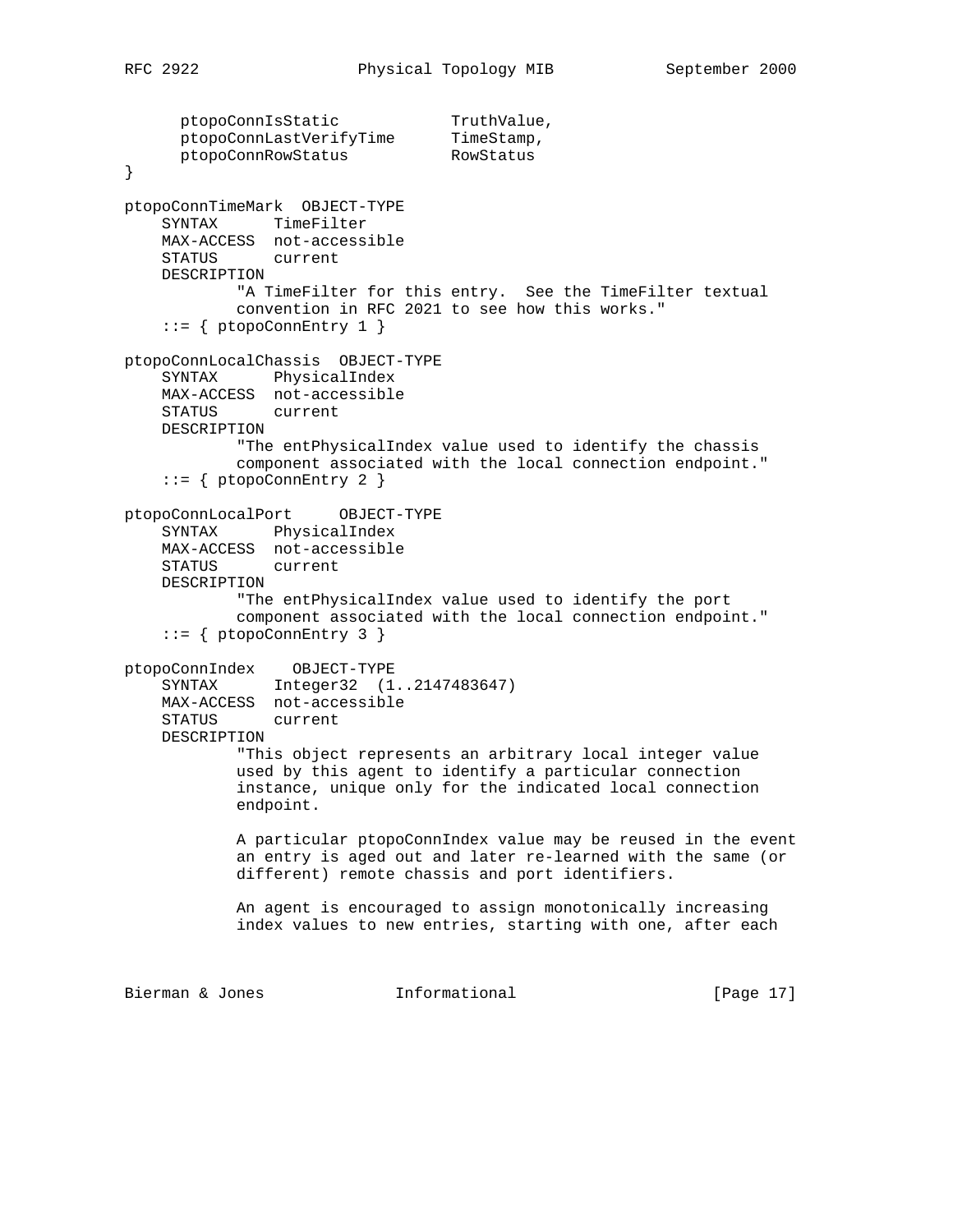```
      ptopoConnIsStatic            TruthValue,
      ptopoConnLastVerifyTime      TimeStamp,
      ptopoConnRowStatus           RowStatus
}

ptopoConnTimeMark  OBJECT-TYPE
    SYNTAX      TimeFilter
    MAX-ACCESS  not-accessible
    STATUS      current
    DESCRIPTION
            "A TimeFilter for this entry.  See the TimeFilter textual
            convention in RFC 2021 to see how this works."
    ::= { ptopoConnEntry 1 }

ptopoConnLocalChassis  OBJECT-TYPE
    SYNTAX      PhysicalIndex
    MAX-ACCESS  not-accessible
    STATUS      current
    DESCRIPTION
            "The entPhysicalIndex value used to identify the chassis
            component associated with the local connection endpoint."
    ::= { ptopoConnEntry 2 }

ptopoConnLocalPort     OBJECT-TYPE
    SYNTAX      PhysicalIndex
    MAX-ACCESS  not-accessible
    STATUS      current
    DESCRIPTION
            "The entPhysicalIndex value used to identify the port
            component associated with the local connection endpoint."
    ::= { ptopoConnEntry 3 }

ptopoConnIndex    OBJECT-TYPE
    SYNTAX      Integer32  (1..2147483647)
    MAX-ACCESS  not-accessible
    STATUS      current
    DESCRIPTION
            "This object represents an arbitrary local integer value
            used by this agent to identify a particular connection
            instance, unique only for the indicated local connection
            endpoint.

            A particular ptopoConnIndex value may be reused in the event
            an entry is aged out and later re-learned with the same (or
            different) remote chassis and port identifiers.

            An agent is encouraged to assign monotonically increasing
            index values to new entries, starting with one, after each
```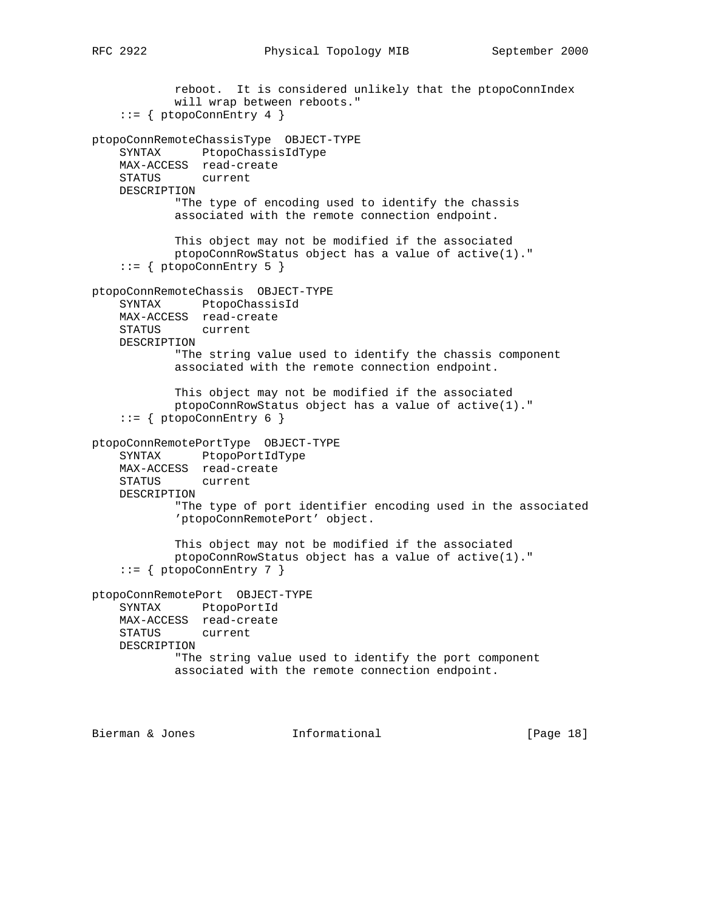```
            reboot.  It is considered unlikely that the ptopoConnIndex
            will wrap between reboots."
    ::= { ptopoConnEntry 4 }

ptopoConnRemoteChassisType  OBJECT-TYPE
    SYNTAX      PtopoChassisIdType
    MAX-ACCESS  read-create
    STATUS      current
    DESCRIPTION
            "The type of encoding used to identify the chassis
            associated with the remote connection endpoint.

            This object may not be modified if the associated
            ptopoConnRowStatus object has a value of active(1)."
    ::= { ptopoConnEntry 5 }

ptopoConnRemoteChassis  OBJECT-TYPE
    SYNTAX      PtopoChassisId
    MAX-ACCESS  read-create
    STATUS      current
    DESCRIPTION
            "The string value used to identify the chassis component
            associated with the remote connection endpoint.

            This object may not be modified if the associated
            ptopoConnRowStatus object has a value of active(1)."
    ::= { ptopoConnEntry 6 }

ptopoConnRemotePortType  OBJECT-TYPE
    SYNTAX      PtopoPortIdType
    MAX-ACCESS  read-create
    STATUS      current
    DESCRIPTION
            "The type of port identifier encoding used in the associated
            'ptopoConnRemotePort' object.

            This object may not be modified if the associated
            ptopoConnRowStatus object has a value of active(1)."
    ::= { ptopoConnEntry 7 }

ptopoConnRemotePort  OBJECT-TYPE
    SYNTAX      PtopoPortId
    MAX-ACCESS  read-create
    STATUS      current
    DESCRIPTION
            "The string value used to identify the port component
            associated with the remote connection endpoint.
```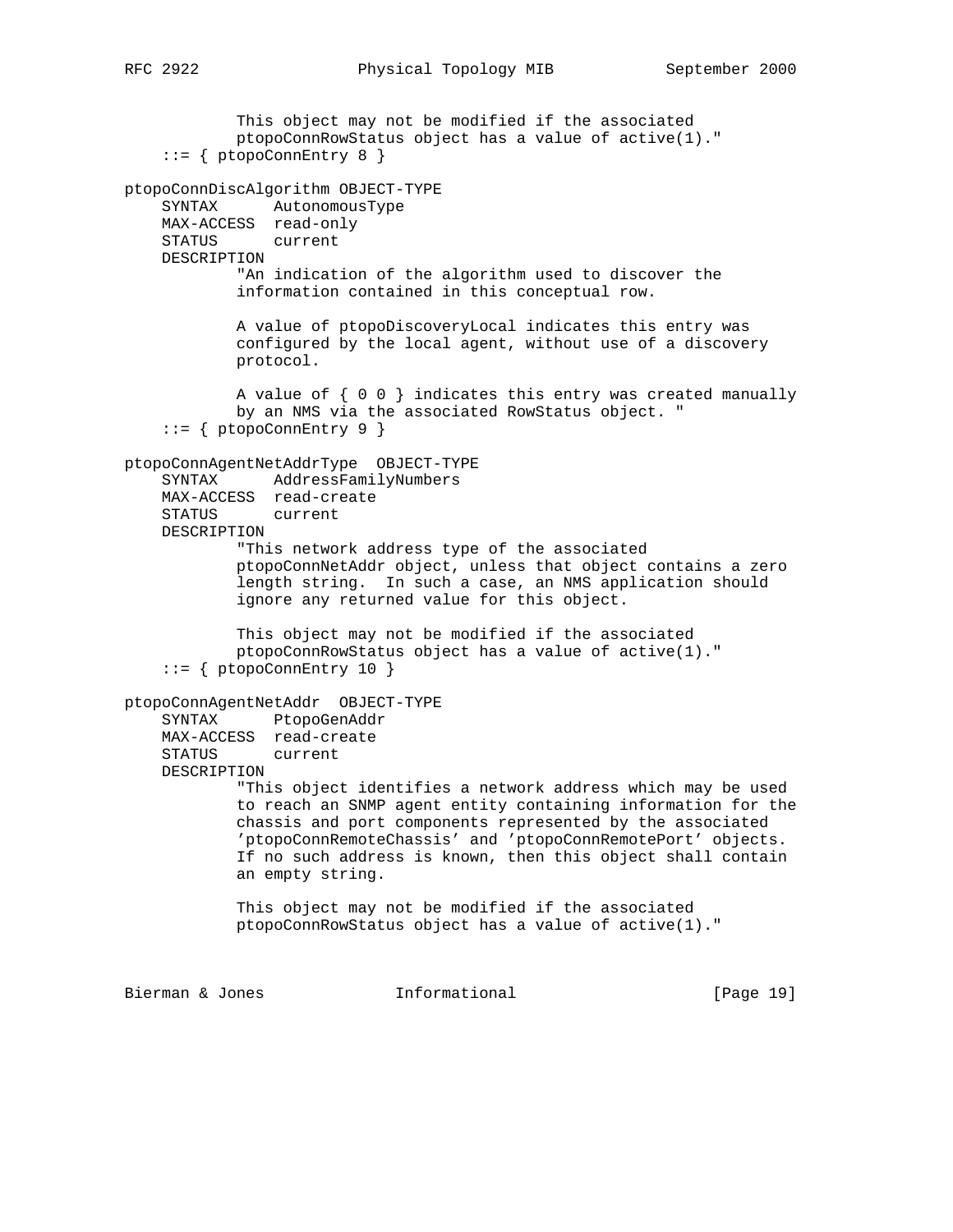```
            This object may not be modified if the associated
            ptopoConnRowStatus object has a value of active(1)."
    ::= { ptopoConnEntry 8 }

ptopoConnDiscAlgorithm OBJECT-TYPE
    SYNTAX      AutonomousType
    MAX-ACCESS  read-only
    STATUS      current
    DESCRIPTION
            "An indication of the algorithm used to discover the
            information contained in this conceptual row.

            A value of ptopoDiscoveryLocal indicates this entry was
            configured by the local agent, without use of a discovery
            protocol.

            A value of { 0 0 } indicates this entry was created manually
            by an NMS via the associated RowStatus object. "
    ::= { ptopoConnEntry 9 }

ptopoConnAgentNetAddrType  OBJECT-TYPE
    SYNTAX      AddressFamilyNumbers
    MAX-ACCESS  read-create
    STATUS      current
    DESCRIPTION
            "This network address type of the associated
            ptopoConnNetAddr object, unless that object contains a zero
            length string.  In such a case, an NMS application should
            ignore any returned value for this object.

            This object may not be modified if the associated
            ptopoConnRowStatus object has a value of active(1)."
    ::= { ptopoConnEntry 10 }

ptopoConnAgentNetAddr  OBJECT-TYPE
    SYNTAX      PtopoGenAddr
    MAX-ACCESS  read-create
    STATUS      current
    DESCRIPTION
            "This object identifies a network address which may be used
            to reach an SNMP agent entity containing information for the
            chassis and port components represented by the associated
            'ptopoConnRemoteChassis' and 'ptopoConnRemotePort' objects.
            If no such address is known, then this object shall contain
            an empty string.

            This object may not be modified if the associated
            ptopoConnRowStatus object has a value of active(1)."
```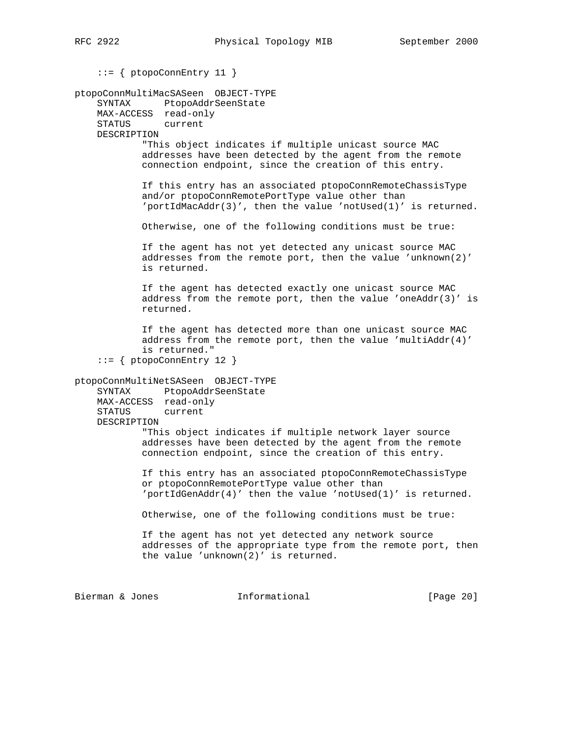```
    ::= { ptopoConnEntry 11 }

ptopoConnMultiMacSASeen  OBJECT-TYPE
    SYNTAX      PtopoAddrSeenState
    MAX-ACCESS  read-only
    STATUS      current
    DESCRIPTION
            "This object indicates if multiple unicast source MAC
            addresses have been detected by the agent from the remote
            connection endpoint, since the creation of this entry.

            If this entry has an associated ptopoConnRemoteChassisType
            and/or ptopoConnRemotePortType value other than
            'portIdMacAddr(3)', then the value 'notUsed(1)' is returned.

            Otherwise, one of the following conditions must be true:

            If the agent has not yet detected any unicast source MAC
            addresses from the remote port, then the value 'unknown(2)'
            is returned.

            If the agent has detected exactly one unicast source MAC
            address from the remote port, then the value 'oneAddr(3)' is
            returned.

            If the agent has detected more than one unicast source MAC
            address from the remote port, then the value 'multiAddr(4)'
            is returned."
    ::= { ptopoConnEntry 12 }

ptopoConnMultiNetSASeen  OBJECT-TYPE
    SYNTAX      PtopoAddrSeenState
    MAX-ACCESS  read-only
    STATUS      current
    DESCRIPTION
            "This object indicates if multiple network layer source
            addresses have been detected by the agent from the remote
            connection endpoint, since the creation of this entry.

            If this entry has an associated ptopoConnRemoteChassisType
            or ptopoConnRemotePortType value other than
            'portIdGenAddr(4)' then the value 'notUsed(1)' is returned.

            Otherwise, one of the following conditions must be true:

            If the agent has not yet detected any network source
            addresses of the appropriate type from the remote port, then
            the value 'unknown(2)' is returned.
```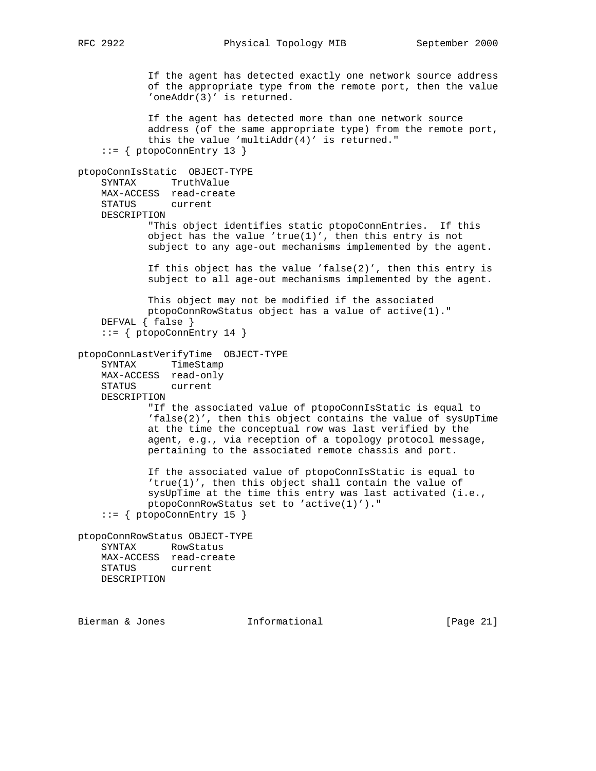```
            If the agent has detected exactly one network source address
            of the appropriate type from the remote port, then the value
            'oneAddr(3)' is returned.

            If the agent has detected more than one network source
            address (of the same appropriate type) from the remote port,
            this the value 'multiAddr(4)' is returned."
    ::= { ptopoConnEntry 13 }

ptopoConnIsStatic  OBJECT-TYPE
    SYNTAX      TruthValue
    MAX-ACCESS  read-create
    STATUS      current
    DESCRIPTION
            "This object identifies static ptopoConnEntries.  If this
            object has the value 'true(1)', then this entry is not
            subject to any age-out mechanisms implemented by the agent.

            If this object has the value 'false(2)', then this entry is
            subject to all age-out mechanisms implemented by the agent.

            This object may not be modified if the associated
            ptopoConnRowStatus object has a value of active(1)."
    DEFVAL { false }
    ::= { ptopoConnEntry 14 }

ptopoConnLastVerifyTime  OBJECT-TYPE
    SYNTAX      TimeStamp
    MAX-ACCESS  read-only
    STATUS      current
    DESCRIPTION
            "If the associated value of ptopoConnIsStatic is equal to
            'false(2)', then this object contains the value of sysUpTime
            at the time the conceptual row was last verified by the
            agent, e.g., via reception of a topology protocol message,
            pertaining to the associated remote chassis and port.

            If the associated value of ptopoConnIsStatic is equal to
            'true(1)', then this object shall contain the value of
            sysUpTime at the time this entry was last activated (i.e.,
            ptopoConnRowStatus set to 'active(1)')."
    ::= { ptopoConnEntry 15 }

ptopoConnRowStatus OBJECT-TYPE
    SYNTAX      RowStatus
    MAX-ACCESS  read-create
    STATUS      current
    DESCRIPTION
```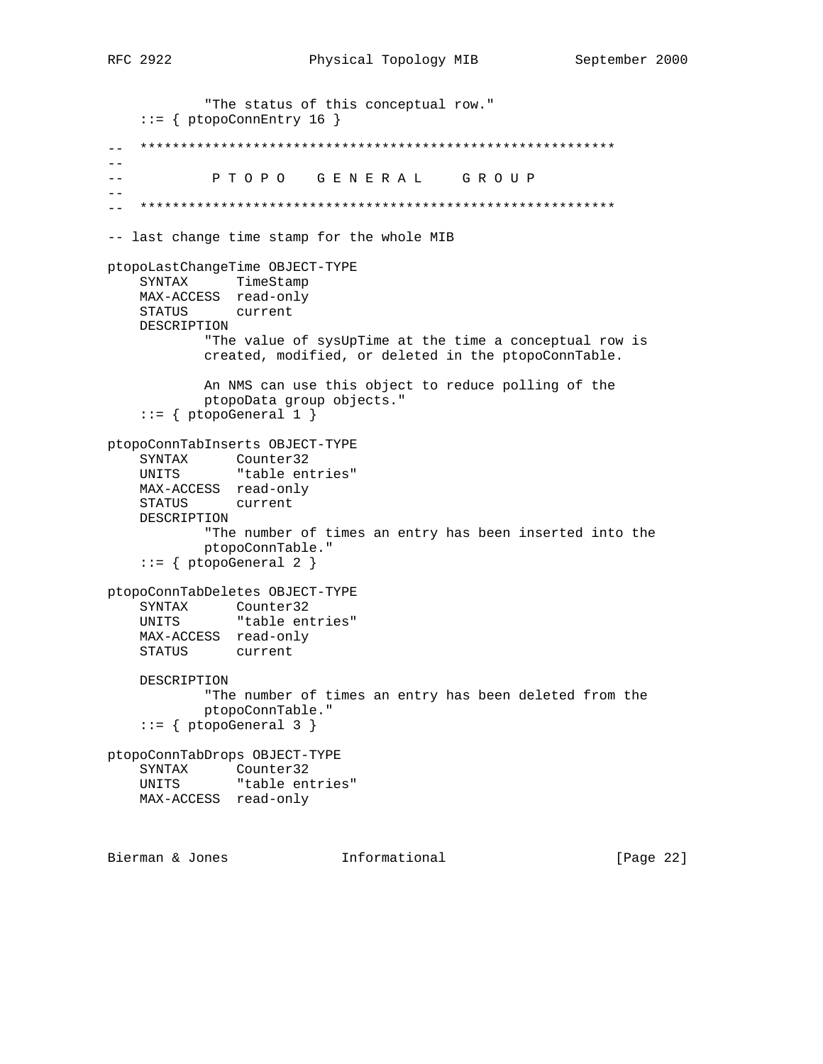```
            "The status of this conceptual row."
    ::= { ptopoConnEntry 16 }

--  ***********************************************************
--
--           P T O P O   G E N E R A L   G R O U P
--
--  ***********************************************************

-- last change time stamp for the whole MIB

ptopoLastChangeTime OBJECT-TYPE
    SYNTAX      TimeStamp
    MAX-ACCESS  read-only
    STATUS      current
    DESCRIPTION
            "The value of sysUpTime at the time a conceptual row is
            created, modified, or deleted in the ptopoConnTable.

            An NMS can use this object to reduce polling of the
            ptopoData group objects."
    ::= { ptopoGeneral 1 }

ptopoConnTabInserts OBJECT-TYPE
    SYNTAX      Counter32
    UNITS       "table entries"
    MAX-ACCESS  read-only
    STATUS      current
    DESCRIPTION
            "The number of times an entry has been inserted into the
            ptopoConnTable."
    ::= { ptopoGeneral 2 }

ptopoConnTabDeletes OBJECT-TYPE
    SYNTAX      Counter32
    UNITS       "table entries"
    MAX-ACCESS  read-only
    STATUS      current

    DESCRIPTION
            "The number of times an entry has been deleted from the
            ptopoConnTable."
    ::= { ptopoGeneral 3 }

ptopoConnTabDrops OBJECT-TYPE
    SYNTAX      Counter32
    UNITS       "table entries"
    MAX-ACCESS  read-only
```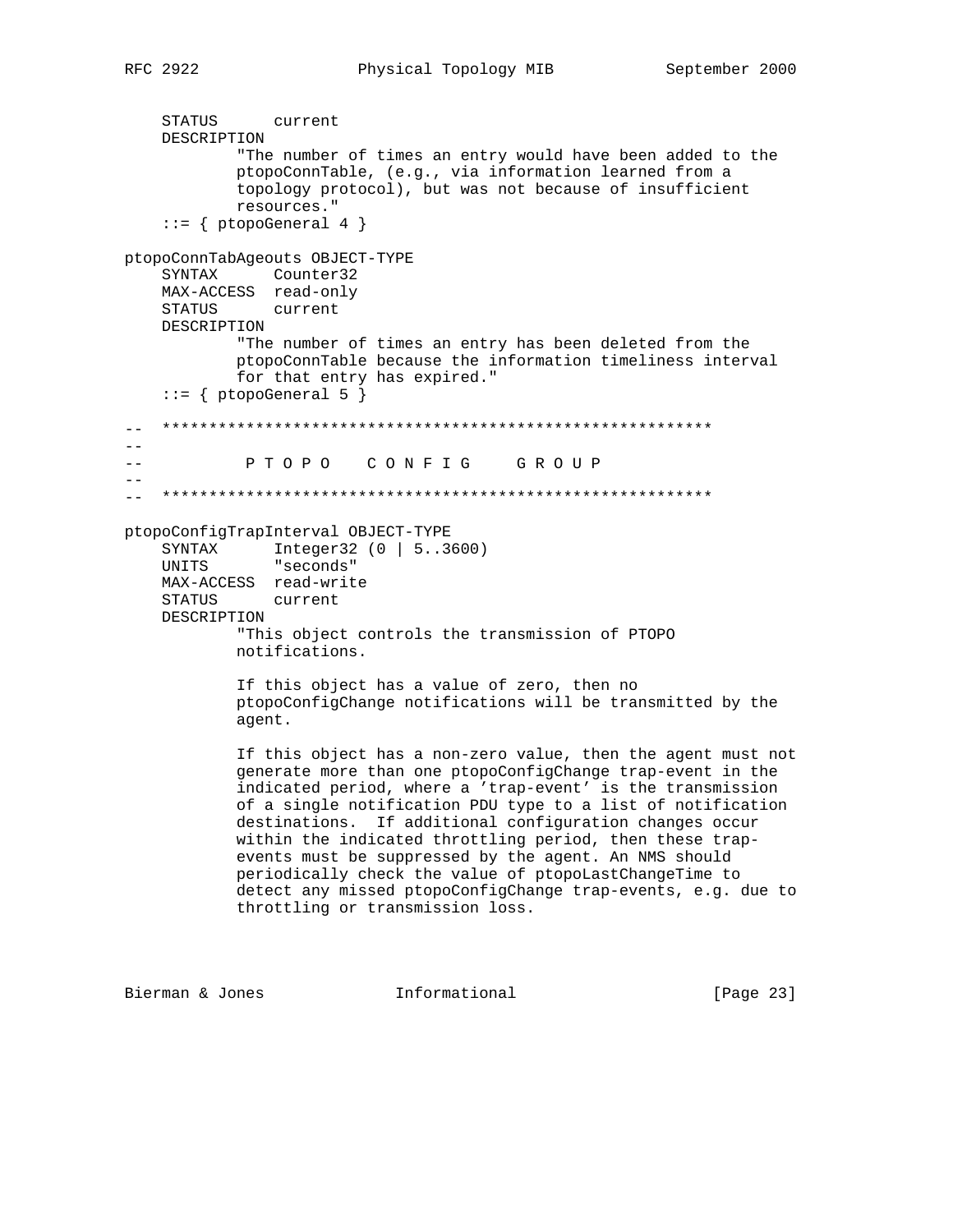```
    STATUS      current
    DESCRIPTION
            "The number of times an entry would have been added to the
            ptopoConnTable, (e.g., via information learned from a
            topology protocol), but was not because of insufficient
            resources."
    ::= { ptopoGeneral 4 }

ptopoConnTabAgeouts OBJECT-TYPE
    SYNTAX      Counter32
    MAX-ACCESS  read-only
    STATUS      current
    DESCRIPTION
            "The number of times an entry has been deleted from the
            ptopoConnTable because the information timeliness interval
            for that entry has expired."
    ::= { ptopoGeneral 5 }

--  ***********************************************************
--
--          P T O P O   C O N F I G    G R O U P
--
--  ***********************************************************

ptopoConfigTrapInterval OBJECT-TYPE
    SYNTAX      Integer32 (0 | 5..3600)
    UNITS       "seconds"
    MAX-ACCESS  read-write
    STATUS      current
    DESCRIPTION
            "This object controls the transmission of PTOPO
            notifications.

            If this object has a value of zero, then no
            ptopoConfigChange notifications will be transmitted by the
            agent.

            If this object has a non-zero value, then the agent must not
            generate more than one ptopoConfigChange trap-event in the
            indicated period, where a 'trap-event' is the transmission
            of a single notification PDU type to a list of notification
            destinations.  If additional configuration changes occur
            within the indicated throttling period, then these trap-
            events must be suppressed by the agent. An NMS should
            periodically check the value of ptopoLastChangeTime to
            detect any missed ptopoConfigChange trap-events, e.g. due to
            throttling or transmission loss.
```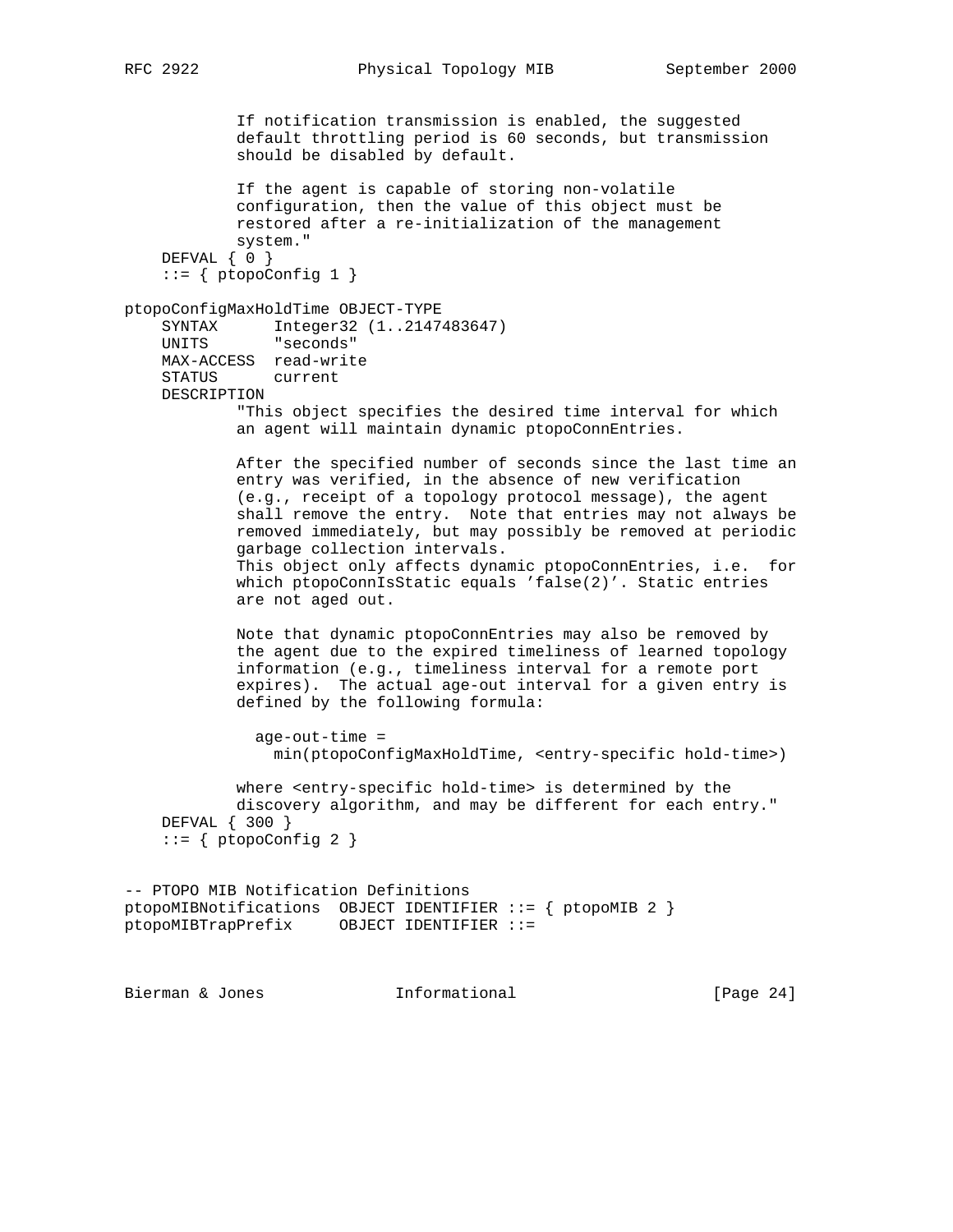```
            If notification transmission is enabled, the suggested
            default throttling period is 60 seconds, but transmission
            should be disabled by default.

            If the agent is capable of storing non-volatile
            configuration, then the value of this object must be
            restored after a re-initialization of the management
            system."
    DEFVAL { 0 }
    ::= { ptopoConfig 1 }

ptopoConfigMaxHoldTime OBJECT-TYPE
    SYNTAX      Integer32 (1..2147483647)
    UNITS       "seconds"
    MAX-ACCESS  read-write
    STATUS      current
    DESCRIPTION
            "This object specifies the desired time interval for which
            an agent will maintain dynamic ptopoConnEntries.

            After the specified number of seconds since the last time an
            entry was verified, in the absence of new verification
            (e.g., receipt of a topology protocol message), the agent
            shall remove the entry.  Note that entries may not always be
            removed immediately, but may possibly be removed at periodic
            garbage collection intervals.
            This object only affects dynamic ptopoConnEntries, i.e.  for
            which ptopoConnIsStatic equals 'false(2)'. Static entries
            are not aged out.

            Note that dynamic ptopoConnEntries may also be removed by
            the agent due to the expired timeliness of learned topology
            information (e.g., timeliness interval for a remote port
            expires).  The actual age-out interval for a given entry is
            defined by the following formula:

              age-out-time =
                min(ptopoConfigMaxHoldTime, <entry-specific hold-time>)

            where <entry-specific hold-time> is determined by the
            discovery algorithm, and may be different for each entry."
    DEFVAL { 300 }
    ::= { ptopoConfig 2 }


-- PTOPO MIB Notification Definitions
ptopoMIBNotifications  OBJECT IDENTIFIER ::= { ptopoMIB 2 }
ptopoMIBTrapPrefix     OBJECT IDENTIFIER ::=
```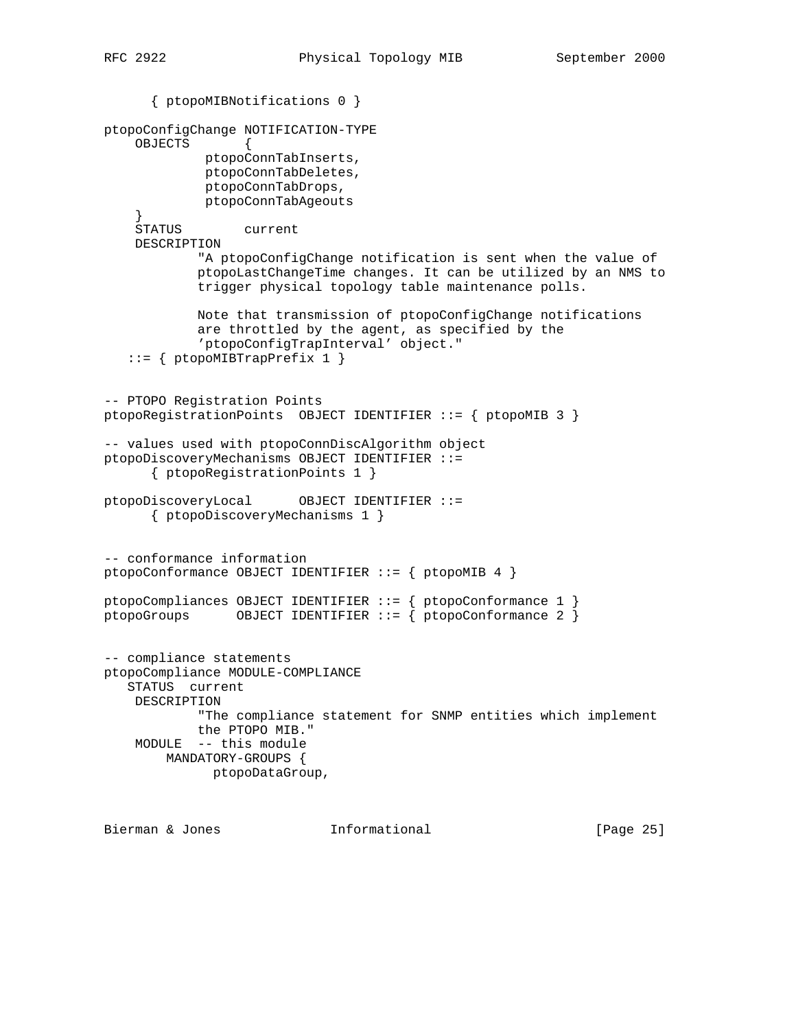```
      { ptopoMIBNotifications 0 }

ptopoConfigChange NOTIFICATION-TYPE
    OBJECTS       {
             ptopoConnTabInserts,
             ptopoConnTabDeletes,
             ptopoConnTabDrops,
             ptopoConnTabAgeouts
    }
    STATUS        current
    DESCRIPTION
            "A ptopoConfigChange notification is sent when the value of
            ptopoLastChangeTime changes. It can be utilized by an NMS to
            trigger physical topology table maintenance polls.

            Note that transmission of ptopoConfigChange notifications
            are throttled by the agent, as specified by the
            'ptopoConfigTrapInterval' object."
   ::= { ptopoMIBTrapPrefix 1 }


-- PTOPO Registration Points
ptopoRegistrationPoints  OBJECT IDENTIFIER ::= { ptopoMIB 3 }

-- values used with ptopoConnDiscAlgorithm object
ptopoDiscoveryMechanisms OBJECT IDENTIFIER ::=
      { ptopoRegistrationPoints 1 }

ptopoDiscoveryLocal      OBJECT IDENTIFIER ::=
      { ptopoDiscoveryMechanisms 1 }


-- conformance information
ptopoConformance OBJECT IDENTIFIER ::= { ptopoMIB 4 }

ptopoCompliances OBJECT IDENTIFIER ::= { ptopoConformance 1 }
ptopoGroups      OBJECT IDENTIFIER ::= { ptopoConformance 2 }


-- compliance statements
ptopoCompliance MODULE-COMPLIANCE
   STATUS  current
    DESCRIPTION
            "The compliance statement for SNMP entities which implement
            the PTOPO MIB."
    MODULE  -- this module
        MANDATORY-GROUPS {
              ptopoDataGroup,
```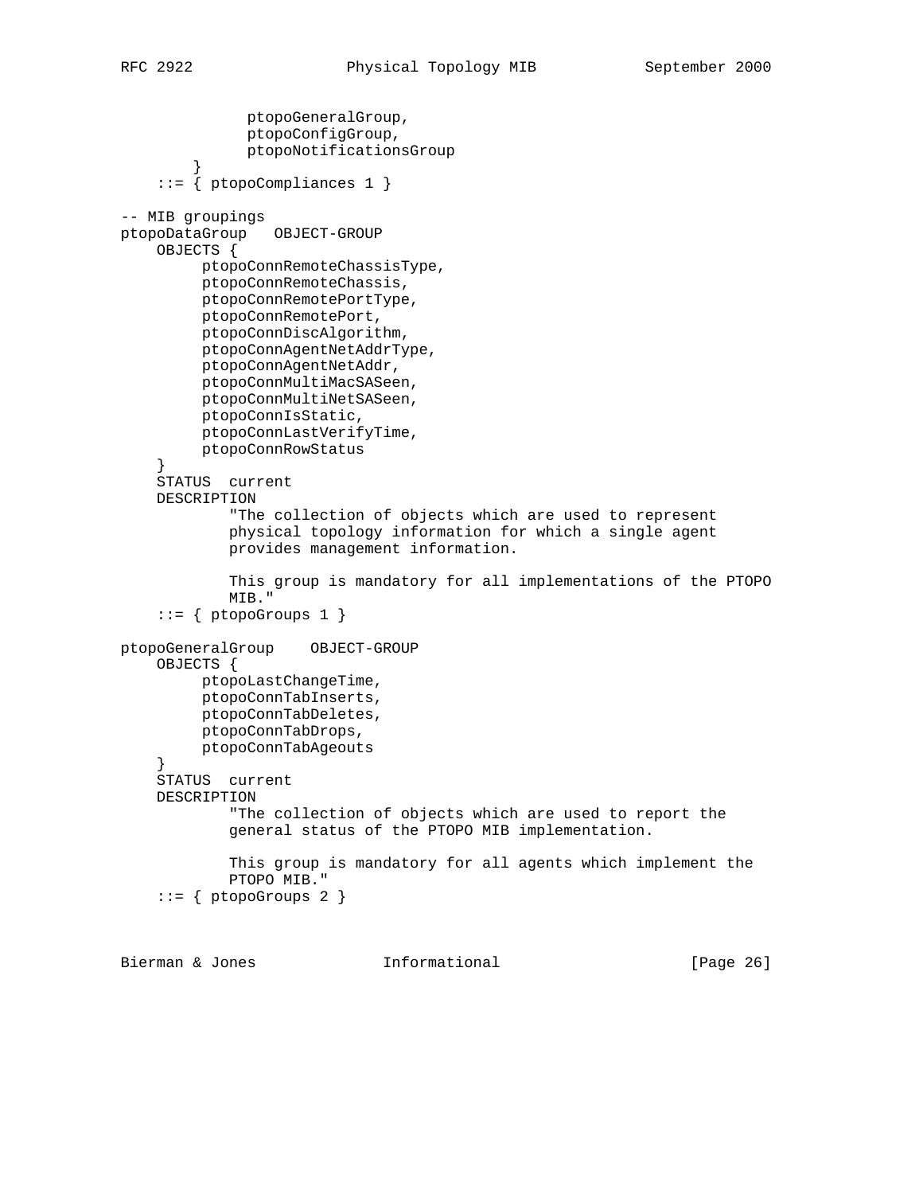```
               ptopoGeneralGroup,
               ptopoConfigGroup,
               ptopoNotificationsGroup
         }
    ::= { ptopoCompliances 1 }

-- MIB groupings
ptopoDataGroup   OBJECT-GROUP
    OBJECTS {
         ptopoConnRemoteChassisType,
         ptopoConnRemoteChassis,
         ptopoConnRemotePortType,
         ptopoConnRemotePort,
         ptopoConnDiscAlgorithm,
         ptopoConnAgentNetAddrType,
         ptopoConnAgentNetAddr,
         ptopoConnMultiMacSASeen,
         ptopoConnMultiNetSASeen,
         ptopoConnIsStatic,
         ptopoConnLastVerifyTime,
         ptopoConnRowStatus
    }
    STATUS  current
    DESCRIPTION
            "The collection of objects which are used to represent
            physical topology information for which a single agent
            provides management information.

            This group is mandatory for all implementations of the PTOPO
            MIB."
    ::= { ptopoGroups 1 }

ptopoGeneralGroup    OBJECT-GROUP
    OBJECTS {
         ptopoLastChangeTime,
         ptopoConnTabInserts,
         ptopoConnTabDeletes,
         ptopoConnTabDrops,
         ptopoConnTabAgeouts
    }
    STATUS  current
    DESCRIPTION
            "The collection of objects which are used to report the
            general status of the PTOPO MIB implementation.

            This group is mandatory for all agents which implement the
            PTOPO MIB."
    ::= { ptopoGroups 2 }
```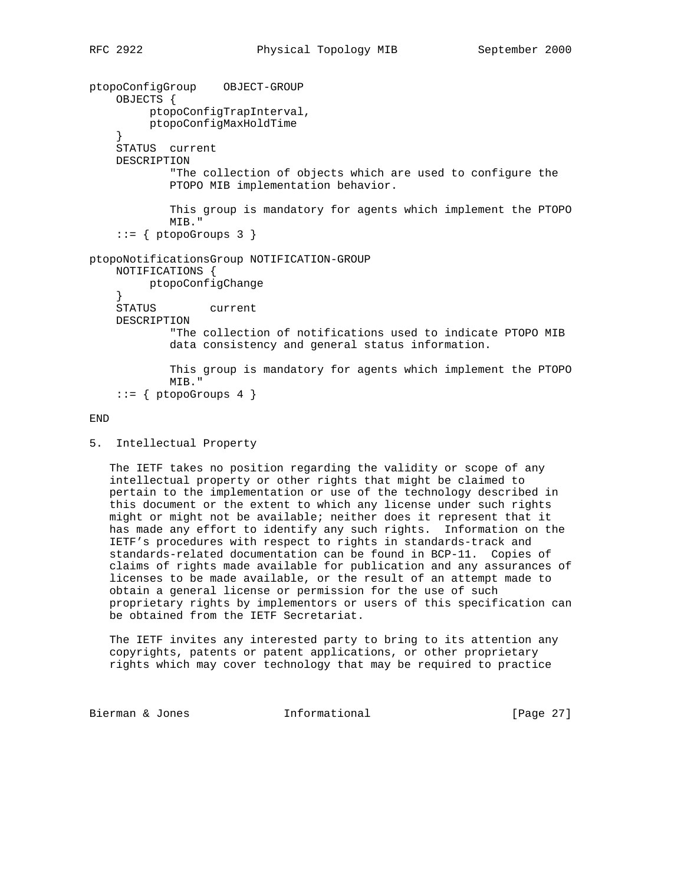```
ptopoConfigGroup    OBJECT-GROUP
    OBJECTS {
         ptopoConfigTrapInterval,
         ptopoConfigMaxHoldTime
    }
    STATUS  current
    DESCRIPTION
            "The collection of objects which are used to configure the
            PTOPO MIB implementation behavior.

            This group is mandatory for agents which implement the PTOPO
            MIB."
    ::= { ptopoGroups 3 }

ptopoNotificationsGroup NOTIFICATION-GROUP
    NOTIFICATIONS {
         ptopoConfigChange
    }
    STATUS        current
    DESCRIPTION
            "The collection of notifications used to indicate PTOPO MIB
            data consistency and general status information.

            This group is mandatory for agents which implement the PTOPO
            MIB."
    ::= { ptopoGroups 4 }

END
```

## 5. Intellectual Property

The IETF takes no position regarding the validity or scope of any intellectual property or other rights that might be claimed to pertain to the implementation or use of the technology described in this document or the extent to which any license under such rights might or might not be available; neither does it represent that it has made any effort to identify any such rights. Information on the IETF's procedures with respect to rights in standards-track and standards-related documentation can be found in BCP-11. Copies of claims of rights made available for publication and any assurances of licenses to be made available, or the result of an attempt made to obtain a general license or permission for the use of such proprietary rights by implementors or users of this specification can be obtained from the IETF Secretariat.

The IETF invites any interested party to bring to its attention any copyrights, patents or patent applications, or other proprietary rights which may cover technology that may be required to practice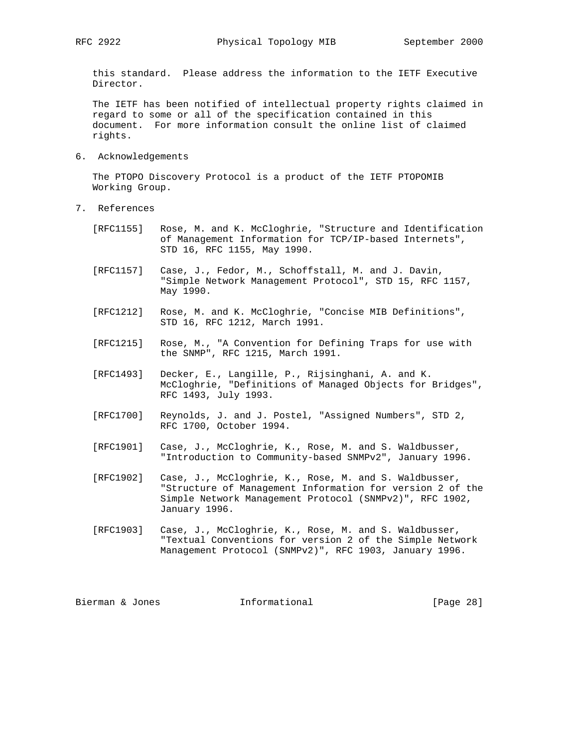this standard. Please address the information to the IETF Executive Director.

The IETF has been notified of intellectual property rights claimed in regard to some or all of the specification contained in this document. For more information consult the online list of claimed rights.

## 6. Acknowledgements

The PTOPO Discovery Protocol is a product of the IETF PTOPOMIB Working Group.

## 7. References

[RFC1155] Rose, M. and K. McCloghrie, "Structure and Identification of Management Information for TCP/IP-based Internets", STD 16, RFC 1155, May 1990.

[RFC1157] Case, J., Fedor, M., Schoffstall, M. and J. Davin, "Simple Network Management Protocol", STD 15, RFC 1157, May 1990.

[RFC1212] Rose, M. and K. McCloghrie, "Concise MIB Definitions", STD 16, RFC 1212, March 1991.

[RFC1215] Rose, M., "A Convention for Defining Traps for use with the SNMP", RFC 1215, March 1991.

[RFC1493] Decker, E., Langille, P., Rijsinghani, A. and K. McCloghrie, "Definitions of Managed Objects for Bridges", RFC 1493, July 1993.

[RFC1700] Reynolds, J. and J. Postel, "Assigned Numbers", STD 2, RFC 1700, October 1994.

[RFC1901] Case, J., McCloghrie, K., Rose, M. and S. Waldbusser, "Introduction to Community-based SNMPv2", January 1996.

[RFC1902] Case, J., McCloghrie, K., Rose, M. and S. Waldbusser, "Structure of Management Information for version 2 of the Simple Network Management Protocol (SNMPv2)", RFC 1902, January 1996.

[RFC1903] Case, J., McCloghrie, K., Rose, M. and S. Waldbusser, "Textual Conventions for version 2 of the Simple Network Management Protocol (SNMPv2)", RFC 1903, January 1996.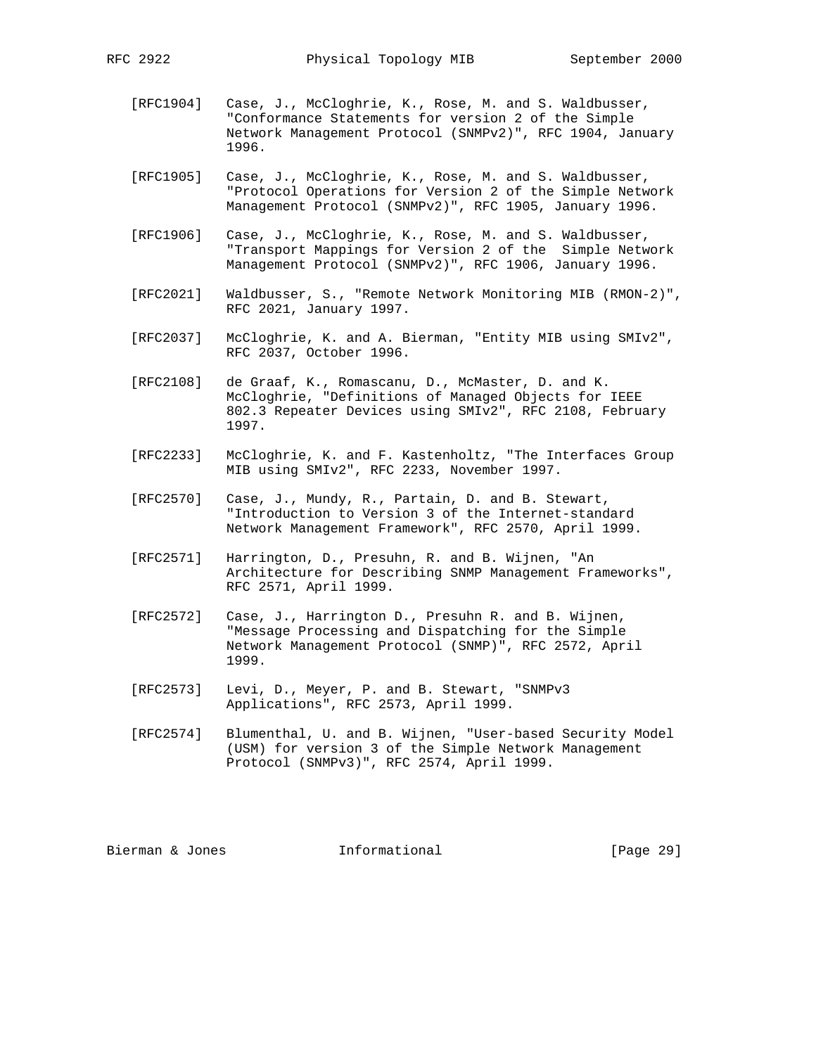[RFC1904] Case, J., McCloghrie, K., Rose, M. and S. Waldbusser, "Conformance Statements for version 2 of the Simple Network Management Protocol (SNMPv2)", RFC 1904, January 1996.

[RFC1905] Case, J., McCloghrie, K., Rose, M. and S. Waldbusser, "Protocol Operations for Version 2 of the Simple Network Management Protocol (SNMPv2)", RFC 1905, January 1996.

[RFC1906] Case, J., McCloghrie, K., Rose, M. and S. Waldbusser, "Transport Mappings for Version 2 of the Simple Network Management Protocol (SNMPv2)", RFC 1906, January 1996.

[RFC2021] Waldbusser, S., "Remote Network Monitoring MIB (RMON-2)", RFC 2021, January 1997.

[RFC2037] McCloghrie, K. and A. Bierman, "Entity MIB using SMIv2", RFC 2037, October 1996.

[RFC2108] de Graaf, K., Romascanu, D., McMaster, D. and K. McCloghrie, "Definitions of Managed Objects for IEEE 802.3 Repeater Devices using SMIv2", RFC 2108, February 1997.

[RFC2233] McCloghrie, K. and F. Kastenholtz, "The Interfaces Group MIB using SMIv2", RFC 2233, November 1997.

[RFC2570] Case, J., Mundy, R., Partain, D. and B. Stewart, "Introduction to Version 3 of the Internet-standard Network Management Framework", RFC 2570, April 1999.

[RFC2571] Harrington, D., Presuhn, R. and B. Wijnen, "An Architecture for Describing SNMP Management Frameworks", RFC 2571, April 1999.

[RFC2572] Case, J., Harrington D., Presuhn R. and B. Wijnen, "Message Processing and Dispatching for the Simple Network Management Protocol (SNMP)", RFC 2572, April 1999.

[RFC2573] Levi, D., Meyer, P. and B. Stewart, "SNMPv3 Applications", RFC 2573, April 1999.

[RFC2574] Blumenthal, U. and B. Wijnen, "User-based Security Model (USM) for version 3 of the Simple Network Management Protocol (SNMPv3)", RFC 2574, April 1999.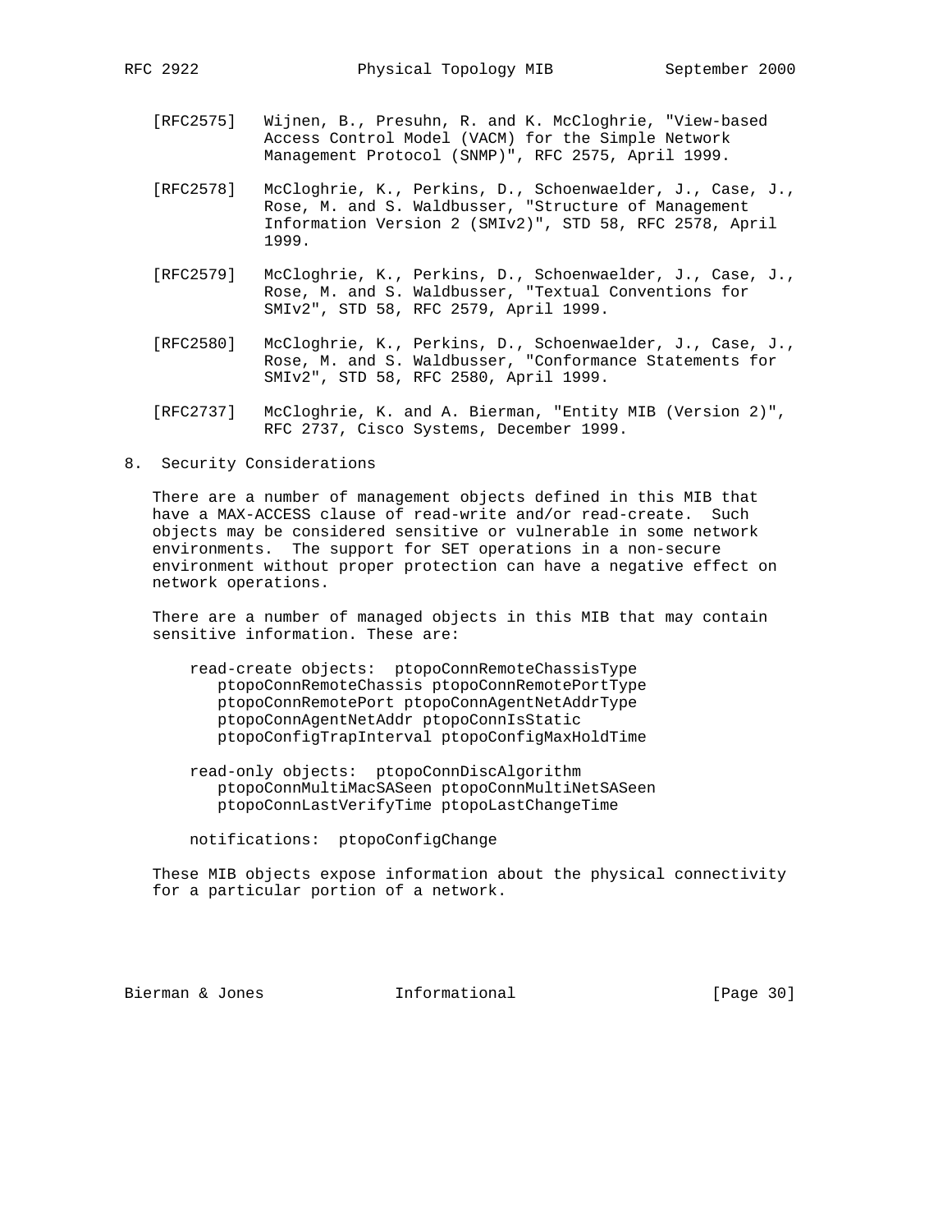[RFC2575] Wijnen, B., Presuhn, R. and K. McCloghrie, "View-based Access Control Model (VACM) for the Simple Network Management Protocol (SNMP)", RFC 2575, April 1999.

[RFC2578] McCloghrie, K., Perkins, D., Schoenwaelder, J., Case, J., Rose, M. and S. Waldbusser, "Structure of Management Information Version 2 (SMIv2)", STD 58, RFC 2578, April 1999.

[RFC2579] McCloghrie, K., Perkins, D., Schoenwaelder, J., Case, J., Rose, M. and S. Waldbusser, "Textual Conventions for SMIv2", STD 58, RFC 2579, April 1999.

[RFC2580] McCloghrie, K., Perkins, D., Schoenwaelder, J., Case, J., Rose, M. and S. Waldbusser, "Conformance Statements for SMIv2", STD 58, RFC 2580, April 1999.

[RFC2737] McCloghrie, K. and A. Bierman, "Entity MIB (Version 2)", RFC 2737, Cisco Systems, December 1999.

## 8. Security Considerations

There are a number of management objects defined in this MIB that have a MAX-ACCESS clause of read-write and/or read-create. Such objects may be considered sensitive or vulnerable in some network environments. The support for SET operations in a non-secure environment without proper protection can have a negative effect on network operations.

There are a number of managed objects in this MIB that may contain sensitive information. These are:

```
read-create objects:  ptopoConnRemoteChassisType
   ptopoConnRemoteChassis ptopoConnRemotePortType
   ptopoConnRemotePort ptopoConnAgentNetAddrType
   ptopoConnAgentNetAddr ptopoConnIsStatic
   ptopoConfigTrapInterval ptopoConfigMaxHoldTime

read-only objects:  ptopoConnDiscAlgorithm
   ptopoConnMultiMacSASeen ptopoConnMultiNetSASeen
   ptopoConnLastVerifyTime ptopoLastChangeTime

notifications:  ptopoConfigChange
```

These MIB objects expose information about the physical connectivity for a particular portion of a network.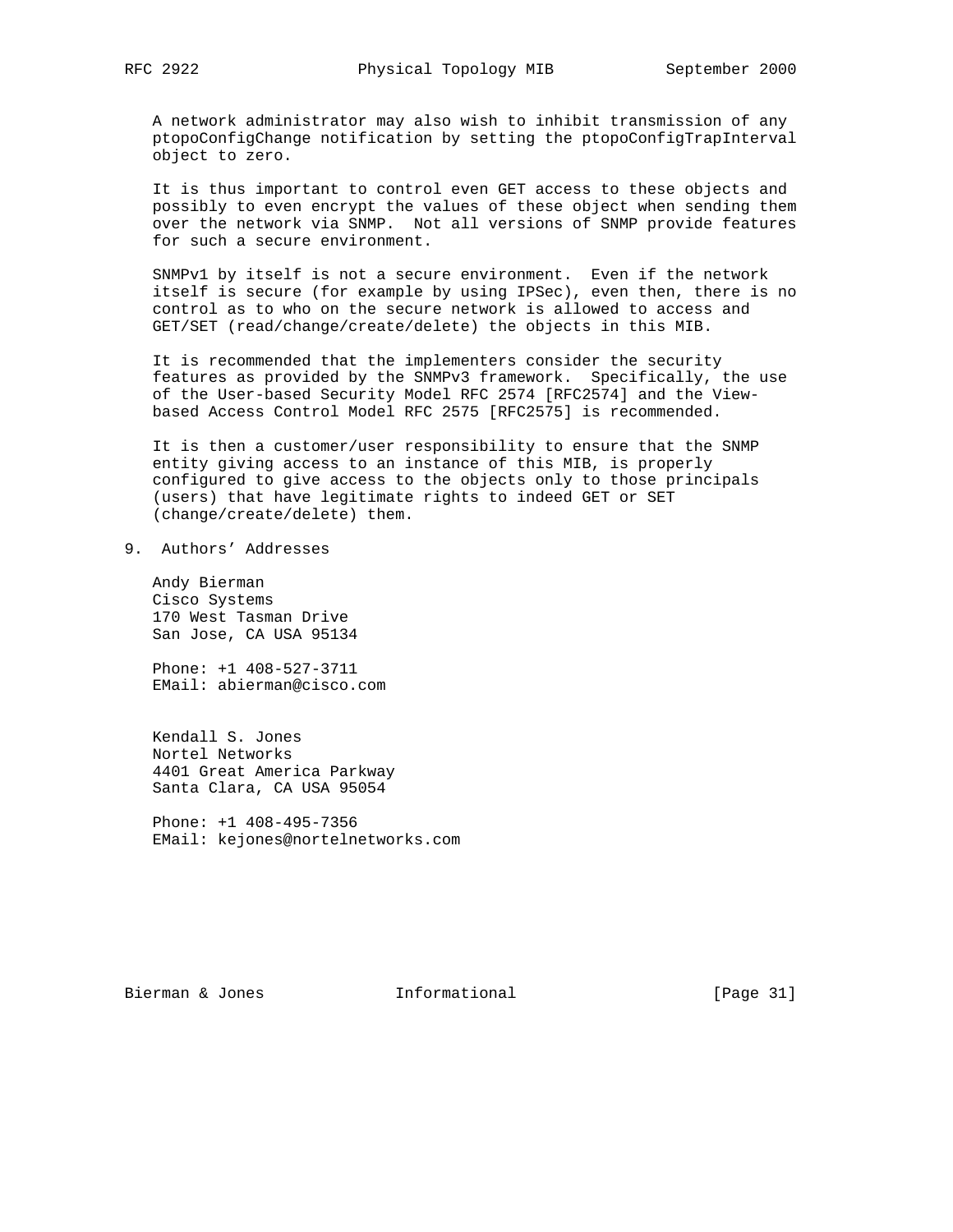A network administrator may also wish to inhibit transmission of any ptopoConfigChange notification by setting the ptopoConfigTrapInterval object to zero.

It is thus important to control even GET access to these objects and possibly to even encrypt the values of these object when sending them over the network via SNMP. Not all versions of SNMP provide features for such a secure environment.

SNMPv1 by itself is not a secure environment. Even if the network itself is secure (for example by using IPSec), even then, there is no control as to who on the secure network is allowed to access and GET/SET (read/change/create/delete) the objects in this MIB.

It is recommended that the implementers consider the security features as provided by the SNMPv3 framework. Specifically, the use of the User-based Security Model RFC 2574 [RFC2574] and the View-based Access Control Model RFC 2575 [RFC2575] is recommended.

It is then a customer/user responsibility to ensure that the SNMP entity giving access to an instance of this MIB, is properly configured to give access to the objects only to those principals (users) that have legitimate rights to indeed GET or SET (change/create/delete) them.

## 9. Authors' Addresses

Andy Bierman
Cisco Systems
170 West Tasman Drive
San Jose, CA USA 95134

Phone: +1 408-527-3711
EMail: abierman@cisco.com

Kendall S. Jones
Nortel Networks
4401 Great America Parkway
Santa Clara, CA USA 95054

Phone: +1 408-495-7356
EMail: kejones@nortelnetworks.com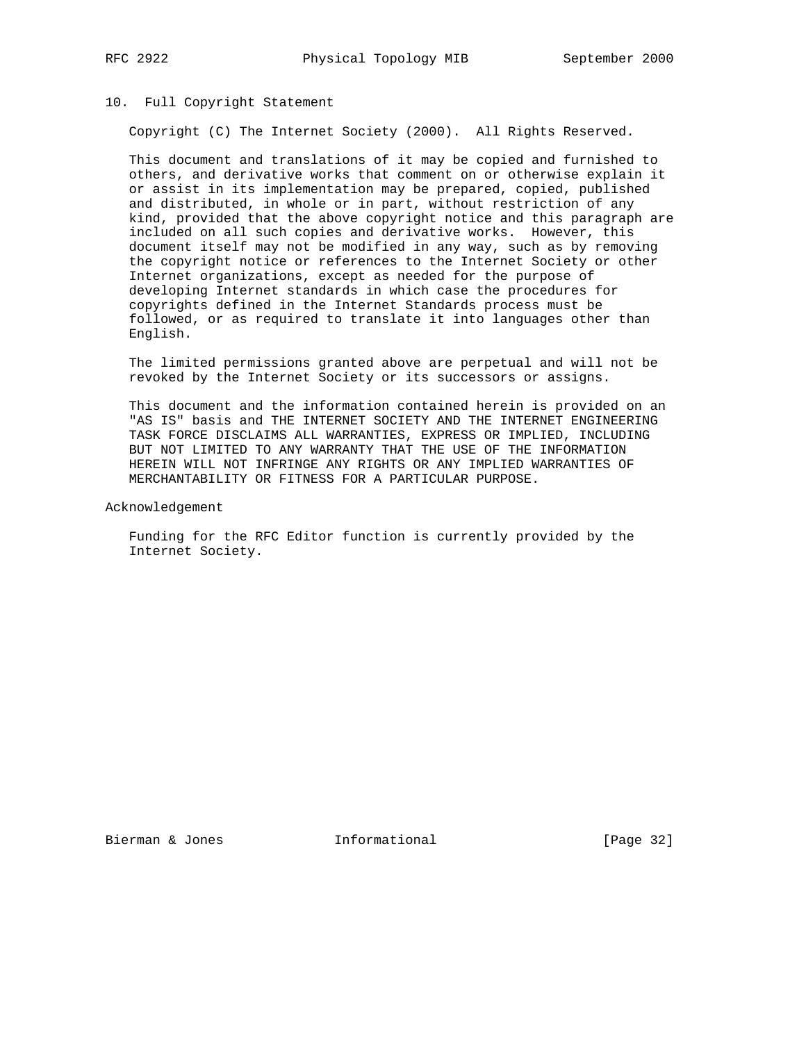## 10. Full Copyright Statement

Copyright (C) The Internet Society (2000). All Rights Reserved.

This document and translations of it may be copied and furnished to others, and derivative works that comment on or otherwise explain it or assist in its implementation may be prepared, copied, published and distributed, in whole or in part, without restriction of any kind, provided that the above copyright notice and this paragraph are included on all such copies and derivative works. However, this document itself may not be modified in any way, such as by removing the copyright notice or references to the Internet Society or other Internet organizations, except as needed for the purpose of developing Internet standards in which case the procedures for copyrights defined in the Internet Standards process must be followed, or as required to translate it into languages other than English.

The limited permissions granted above are perpetual and will not be revoked by the Internet Society or its successors or assigns.

This document and the information contained herein is provided on an "AS IS" basis and THE INTERNET SOCIETY AND THE INTERNET ENGINEERING TASK FORCE DISCLAIMS ALL WARRANTIES, EXPRESS OR IMPLIED, INCLUDING BUT NOT LIMITED TO ANY WARRANTY THAT THE USE OF THE INFORMATION HEREIN WILL NOT INFRINGE ANY RIGHTS OR ANY IMPLIED WARRANTIES OF MERCHANTABILITY OR FITNESS FOR A PARTICULAR PURPOSE.

## Acknowledgement

Funding for the RFC Editor function is currently provided by the Internet Society.